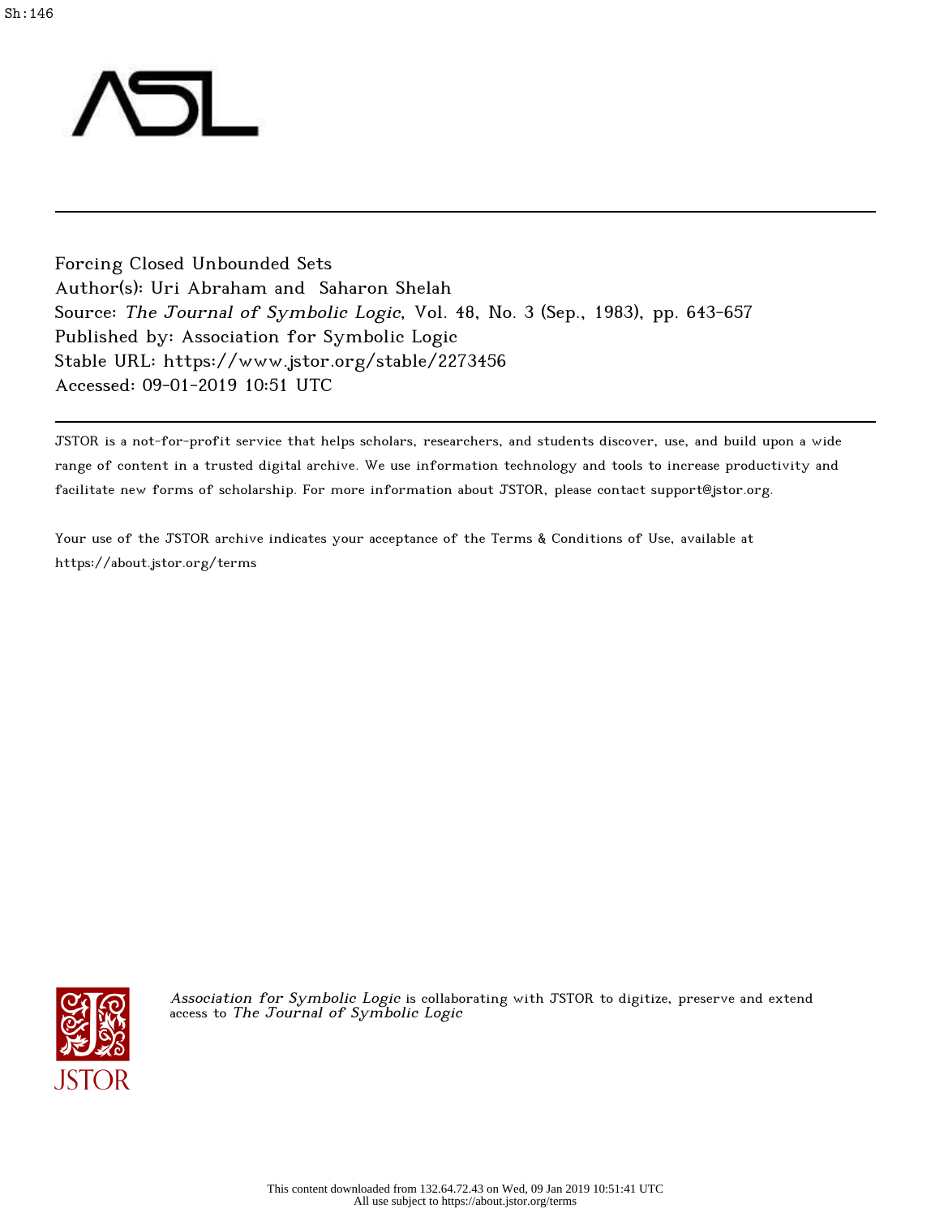Sh:146

Forcing Closed Unbounded Sets
Author(s): Uri Abraham and Saharon Shelah
Source: *The Journal of Symbolic Logic*, Vol. 48, No. 3 (Sep., 1983), pp. 643-657
Published by: Association for Symbolic Logic
Stable URL: https://www.jstor.org/stable/2273456
Accessed: 09-01-2019 10:51 UTC

JSTOR is a not-for-profit service that helps scholars, researchers, and students discover, use, and build upon a wide range of content in a trusted digital archive. We use information technology and tools to increase productivity and facilitate new forms of scholarship. For more information about JSTOR, please contact support@jstor.org.

Your use of the JSTOR archive indicates your acceptance of the Terms & Conditions of Use, available at https://about.jstor.org/terms

*Association for Symbolic Logic* is collaborating with JSTOR to digitize, preserve and extend access to *The Journal of Symbolic Logic*

This content downloaded from 132.64.72.43 on Wed, 09 Jan 2019 10:51:41 UTC
All use subject to https://about.jstor.org/terms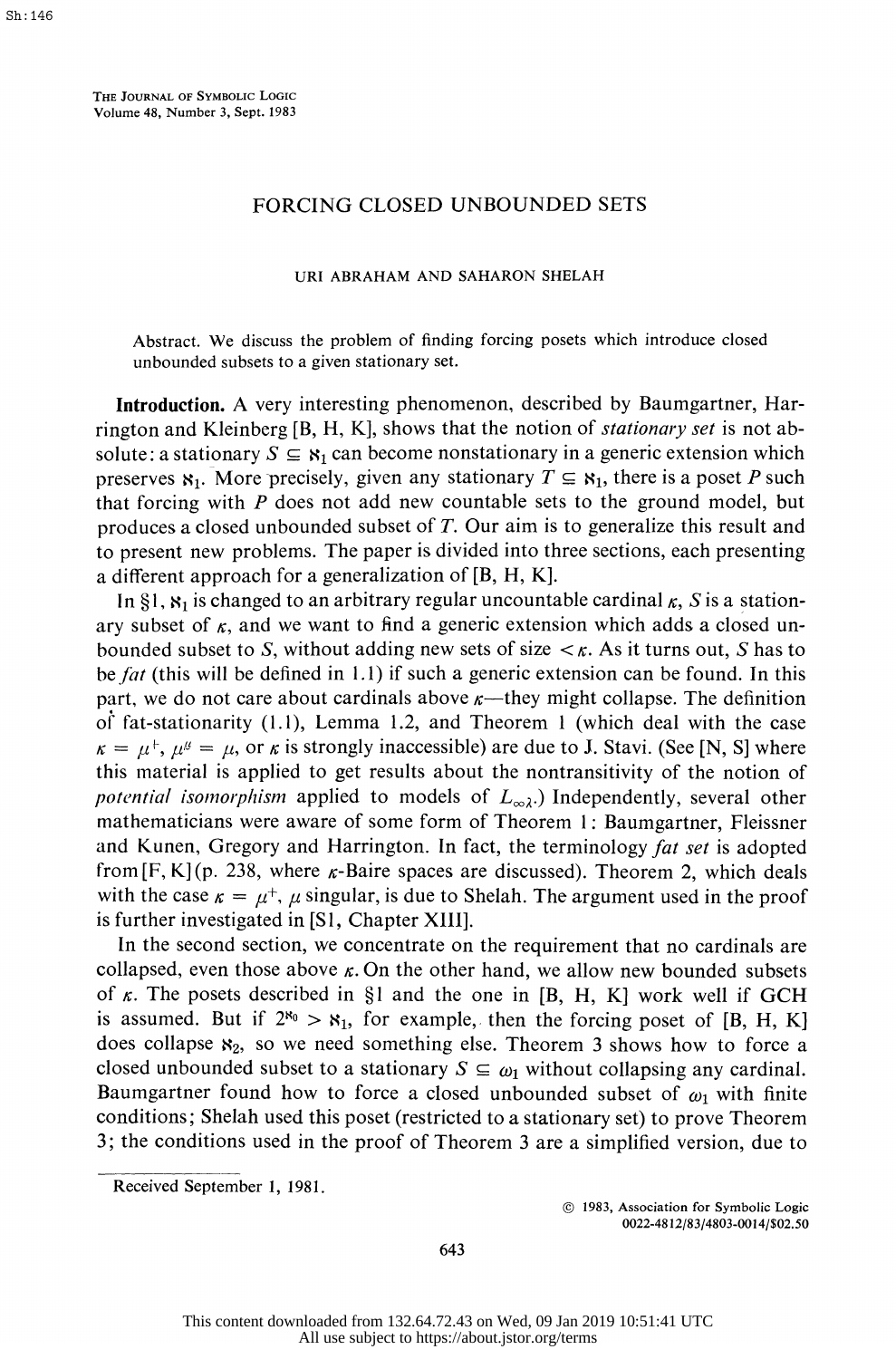# FORCING CLOSED UNBOUNDED SETS

URI ABRAHAM AND SAHARON SHELAH

Abstract. We discuss the problem of finding forcing posets which introduce closed unbounded subsets to a given stationary set.

**Introduction.** A very interesting phenomenon, described by Baumgartner, Harrington and Kleinberg [B, H, K], shows that the notion of *stationary set* is not absolute: a stationary $S \subseteq \aleph_1$ can become nonstationary in a generic extension which preserves $\aleph_1$. More precisely, given any stationary $T \subseteq \aleph_1$, there is a poset $P$ such that forcing with $P$ does not add new countable sets to the ground model, but produces a closed unbounded subset of $T$. Our aim is to generalize this result and to present new problems. The paper is divided into three sections, each presenting a different approach for a generalization of [B, H, K].

In §1, $\aleph_1$ is changed to an arbitrary regular uncountable cardinal $\kappa$, $S$ is a stationary subset of $\kappa$, and we want to find a generic extension which adds a closed unbounded subset to $S$, without adding new sets of size $< \kappa$. As it turns out, $S$ has to be *fat* (this will be defined in 1.1) if such a generic extension can be found. In this part, we do not care about cardinals above $\kappa$—they might collapse. The definition of fat-stationarity (1.1), Lemma 1.2, and Theorem 1 (which deal with the case $\kappa = \mu^+$, $\mu^\mu = \mu$, or $\kappa$ is strongly inaccessible) are due to J. Stavi. (See [N, S] where this material is applied to get results about the nontransitivity of the notion of *potential isomorphism* applied to models of $L_{\infty\lambda}$.) Independently, several other mathematicians were aware of some form of Theorem 1: Baumgartner, Fleissner and Kunen, Gregory and Harrington. In fact, the terminology *fat set* is adopted from [F, K] (p. 238, where $\kappa$-Baire spaces are discussed). Theorem 2, which deals with the case $\kappa = \mu^+$, $\mu$ singular, is due to Shelah. The argument used in the proof is further investigated in [S1, Chapter XIII].

In the second section, we concentrate on the requirement that no cardinals are collapsed, even those above $\kappa$. On the other hand, we allow new bounded subsets of $\kappa$. The posets described in §1 and the one in [B, H, K] work well if GCH is assumed. But if $2^{\aleph_0} > \aleph_1$, for example, then the forcing poset of [B, H, K] does collapse $\aleph_2$, so we need something else. Theorem 3 shows how to force a closed unbounded subset to a stationary $S \subseteq \omega_1$ without collapsing any cardinal. Baumgartner found how to force a closed unbounded subset of $\omega_1$ with finite conditions; Shelah used this poset (restricted to a stationary set) to prove Theorem 3; the conditions used in the proof of Theorem 3 are a simplified version, due to

---

Received September 1, 1981.

© 1983, Association for Symbolic Logic
0022-4812/83/4803-0014/$02.50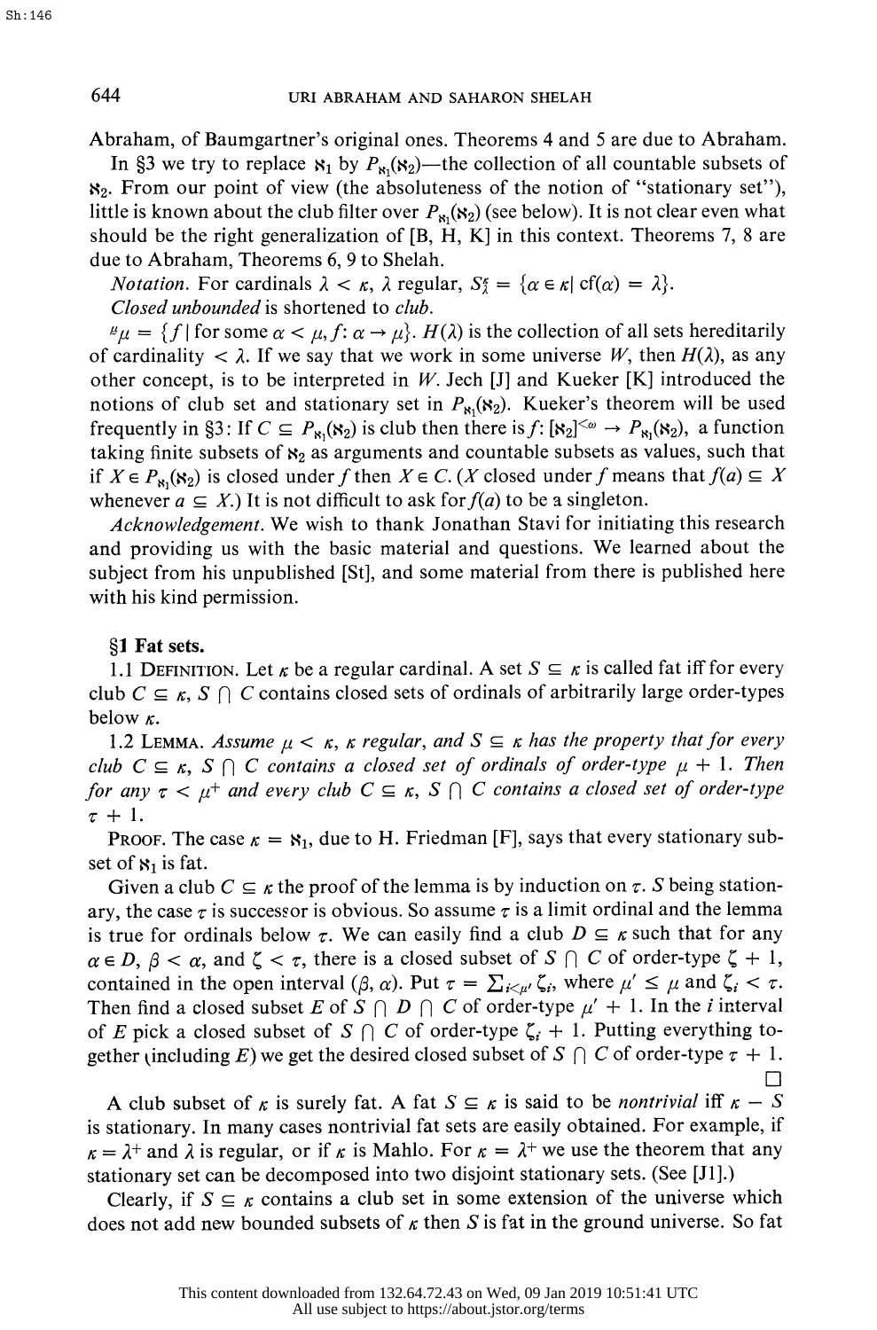Abraham, of Baumgartner's original ones. Theorems 4 and 5 are due to Abraham.

In §3 we try to replace $\aleph_1$ by $P_{\aleph_1}(\aleph_2)$—the collection of all countable subsets of $\aleph_2$. From our point of view (the absoluteness of the notion of "stationary set"), little is known about the club filter over $P_{\aleph_1}(\aleph_2)$ (see below). It is not clear even what should be the right generalization of [B, H, K] in this context. Theorems 7, 8 are due to Abraham, Theorems 6, 9 to Shelah.

*Notation.* For cardinals $\lambda < \kappa$, $\lambda$ regular, $S^\kappa_\lambda = \{\alpha \in \kappa \mid \mathrm{cf}(\alpha) = \lambda\}$.

*Closed unbounded* is shortened to *club*.

${}^{\mu}\mu = \{f \mid \text{for some } \alpha < \mu, f\colon \alpha \to \mu\}$. $H(\lambda)$ is the collection of all sets hereditarily of cardinality $< \lambda$. If we say that we work in some universe $W$, then $H(\lambda)$, as any other concept, is to be interpreted in $W$. Jech [J] and Kueker [K] introduced the notions of club set and stationary set in $P_{\aleph_1}(\aleph_2)$. Kueker's theorem will be used frequently in §3: If $C \subseteq P_{\aleph_1}(\aleph_2)$ is club then there is $f\colon [\aleph_2]^{<\omega} \to P_{\aleph_1}(\aleph_2)$, a function taking finite subsets of $\aleph_2$ as arguments and countable subsets as values, such that if $X \in P_{\aleph_1}(\aleph_2)$ is closed under $f$ then $X \in C$. ($X$ closed under $f$ means that $f(a) \subseteq X$ whenever $a \subseteq X$.) It is not difficult to ask for $f(a)$ to be a singleton.

*Acknowledgement.* We wish to thank Jonathan Stavi for initiating this research and providing us with the basic material and questions. We learned about the subject from his unpublished [St], and some material from there is published here with his kind permission.

## §1 Fat sets.

1.1 Definition. Let $\kappa$ be a regular cardinal. A set $S \subseteq \kappa$ is called fat iff for every club $C \subseteq \kappa$, $S \cap C$ contains closed sets of ordinals of arbitrarily large order-types below $\kappa$.

1.2 Lemma. *Assume $\mu < \kappa$, $\kappa$ regular, and $S \subseteq \kappa$ has the property that for every club $C \subseteq \kappa$, $S \cap C$ contains a closed set of ordinals of order-type $\mu + 1$. Then for any $\tau < \mu^+$ and every club $C \subseteq \kappa$, $S \cap C$ contains a closed set of order-type $\tau + 1$.*

Proof. The case $\kappa = \aleph_1$, due to H. Friedman [F], says that every stationary subset of $\aleph_1$ is fat.

Given a club $C \subseteq \kappa$ the proof of the lemma is by induction on $\tau$. $S$ being stationary, the case $\tau$ is successor is obvious. So assume $\tau$ is a limit ordinal and the lemma is true for ordinals below $\tau$. We can easily find a club $D \subseteq \kappa$ such that for any $\alpha \in D$, $\beta < \alpha$, and $\zeta < \tau$, there is a closed subset of $S \cap C$ of order-type $\zeta + 1$, contained in the open interval $(\beta, \alpha)$. Put $\tau = \sum_{i<\mu'} \zeta_i$, where $\mu' \leq \mu$ and $\zeta_i < \tau$. Then find a closed subset $E$ of $S \cap D \cap C$ of order-type $\mu' + 1$. In the $i$ interval of $E$ pick a closed subset of $S \cap C$ of order-type $\zeta_i + 1$. Putting everything together (including $E$) we get the desired closed subset of $S \cap C$ of order-type $\tau + 1$. □

A club subset of $\kappa$ is surely fat. A fat $S \subseteq \kappa$ is said to be *nontrivial* iff $\kappa - S$ is stationary. In many cases nontrivial fat sets are easily obtained. For example, if $\kappa = \lambda^+$ and $\lambda$ is regular, or if $\kappa$ is Mahlo. For $\kappa = \lambda^+$ we use the theorem that any stationary set can be decomposed into two disjoint stationary sets. (See [J1].)

Clearly, if $S \subseteq \kappa$ contains a club set in some extension of the universe which does not add new bounded subsets of $\kappa$ then $S$ is fat in the ground universe. So fat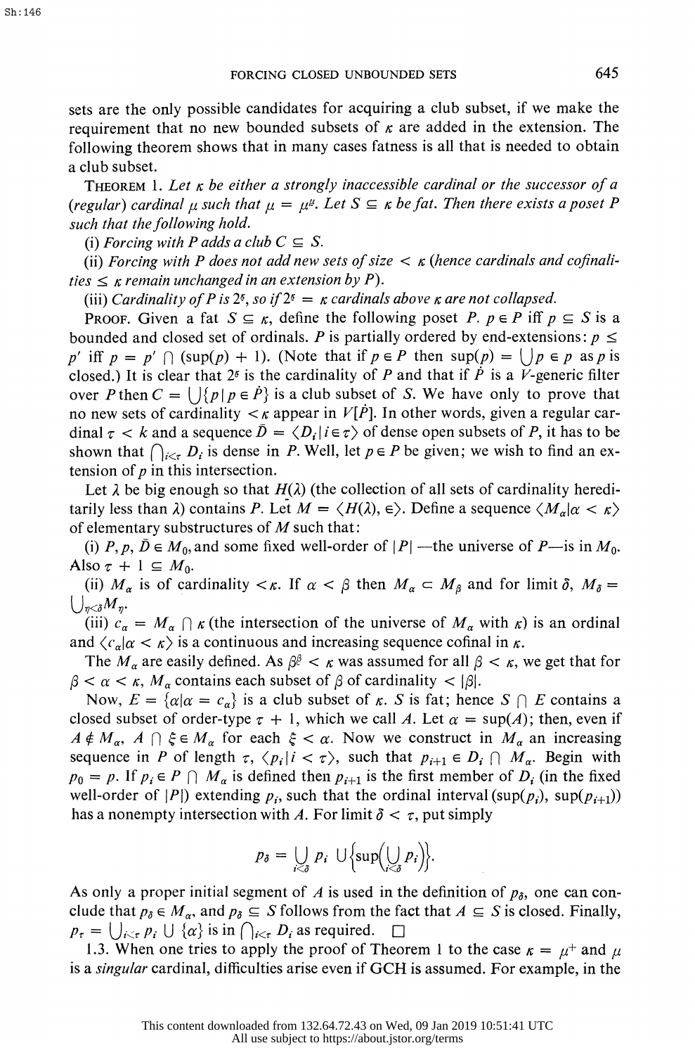sets are the only possible candidates for acquiring a club subset, if we make the requirement that no new bounded subsets of $\kappa$ are added in the extension. The following theorem shows that in many cases fatness is all that is needed to obtain a club subset.

THEOREM 1. *Let $\kappa$ be either a strongly inaccessible cardinal or the successor of a (regular) cardinal $\mu$ such that $\mu = \mu^{\mu}$. Let $S \subseteq \kappa$ be fat. Then there exists a poset $P$ such that the following hold.*

(i) *Forcing with $P$ adds a club $C \subseteq S$.*

(ii) *Forcing with $P$ does not add new sets of size $< \kappa$ (hence cardinals and cofinalities $\leq \kappa$ remain unchanged in an extension by $P$).*

(iii) *Cardinality of $P$ is $2^{\xi}$, so if $2^{\xi} = \kappa$ cardinals above $\kappa$ are not collapsed.*

PROOF. Given a fat $S \subseteq \kappa$, define the following poset $P$. $p \in P$ iff $p \subseteq S$ is a bounded and closed set of ordinals. $P$ is partially ordered by end-extensions: $p \leq p'$ iff $p = p' \cap (\sup(p) + 1)$. (Note that if $p \in P$ then $\sup(p) = \bigcup p \in p$ as $p$ is closed.) It is clear that $2^{\xi}$ is the cardinality of $P$ and that if $\dot{P}$ is a $V$-generic filter over $P$ then $C = \bigcup\{p \mid p \in \dot{P}\}$ is a club subset of $S$. We have only to prove that no new sets of cardinality $< \kappa$ appear in $V[\dot{P}]$. In other words, given a regular cardinal $\tau < k$ and a sequence $\bar{D} = \langle D_i \mid i \in \tau\rangle$ of dense open subsets of $P$, it has to be shown that $\bigcap_{i<\tau} D_i$ is dense in $P$. Well, let $p \in P$ be given; we wish to find an extension of $p$ in this intersection.

Let $\lambda$ be big enough so that $H(\lambda)$ (the collection of all sets of cardinality hereditarily less than $\lambda$) contains $P$. Let $M = \langle H(\lambda), \in\rangle$. Define a sequence $\langle M_\alpha \mid \alpha < \kappa\rangle$ of elementary substructures of $M$ such that:

(i) $P, p, \bar{D} \in M_0$, and some fixed well-order of $|P|$ —the universe of $P$—is in $M_0$. Also $\tau + 1 \subseteq M_0$.

(ii) $M_\alpha$ is of cardinality $< \kappa$. If $\alpha < \beta$ then $M_\alpha \subset M_\beta$ and for limit $\delta$, $M_\delta = \bigcup_{\eta<\delta} M_\eta$.

(iii) $c_\alpha = M_\alpha \cap \kappa$ (the intersection of the universe of $M_\alpha$ with $\kappa$) is an ordinal and $\langle c_\alpha \mid \alpha < \kappa\rangle$ is a continuous and increasing sequence cofinal in $\kappa$.

The $M_\alpha$ are easily defined. As $\beta^{\beta} < \kappa$ was assumed for all $\beta < \kappa$, we get that for $\beta < \alpha < \kappa$, $M_\alpha$ contains each subset of $\beta$ of cardinality $< |\beta|$.

Now, $E = \{\alpha \mid \alpha = c_\alpha\}$ is a club subset of $\kappa$. $S$ is fat; hence $S \cap E$ contains a closed subset of order-type $\tau + 1$, which we call $A$. Let $\alpha = \sup(A)$; then, even if $A \notin M_\alpha$, $A \cap \xi \in M_\alpha$ for each $\xi < \alpha$. Now we construct in $M_\alpha$ an increasing sequence in $P$ of length $\tau$, $\langle p_i \mid i < \tau\rangle$, such that $p_{i+1} \in D_i \cap M_\alpha$. Begin with $p_0 = p$. If $p_i \in P \cap M_\alpha$ is defined then $p_{i+1}$ is the first member of $D_i$ (in the fixed well-order of $|P|$) extending $p_i$, such that the ordinal interval $(\sup(p_i), \sup(p_{i+1}))$ has a nonempty intersection with $A$. For limit $\delta < \tau$, put simply

$$p_\delta = \bigcup_{i<\delta} p_i \cup \Big\{\sup\Big(\bigcup_{i<\delta} p_i\Big)\Big\}.$$

As only a proper initial segment of $A$ is used in the definition of $p_\delta$, one can conclude that $p_\delta \in M_\alpha$, and $p_\delta \subseteq S$ follows from the fact that $A \subseteq S$ is closed. Finally, $p_\tau = \bigcup_{i<\tau} p_i \cup \{\alpha\}$ is in $\bigcap_{i<\tau} D_i$ as required. $\square$

1.3. When one tries to apply the proof of Theorem 1 to the case $\kappa = \mu^+$ and $\mu$ is a *singular* cardinal, difficulties arise even if GCH is assumed. For example, in the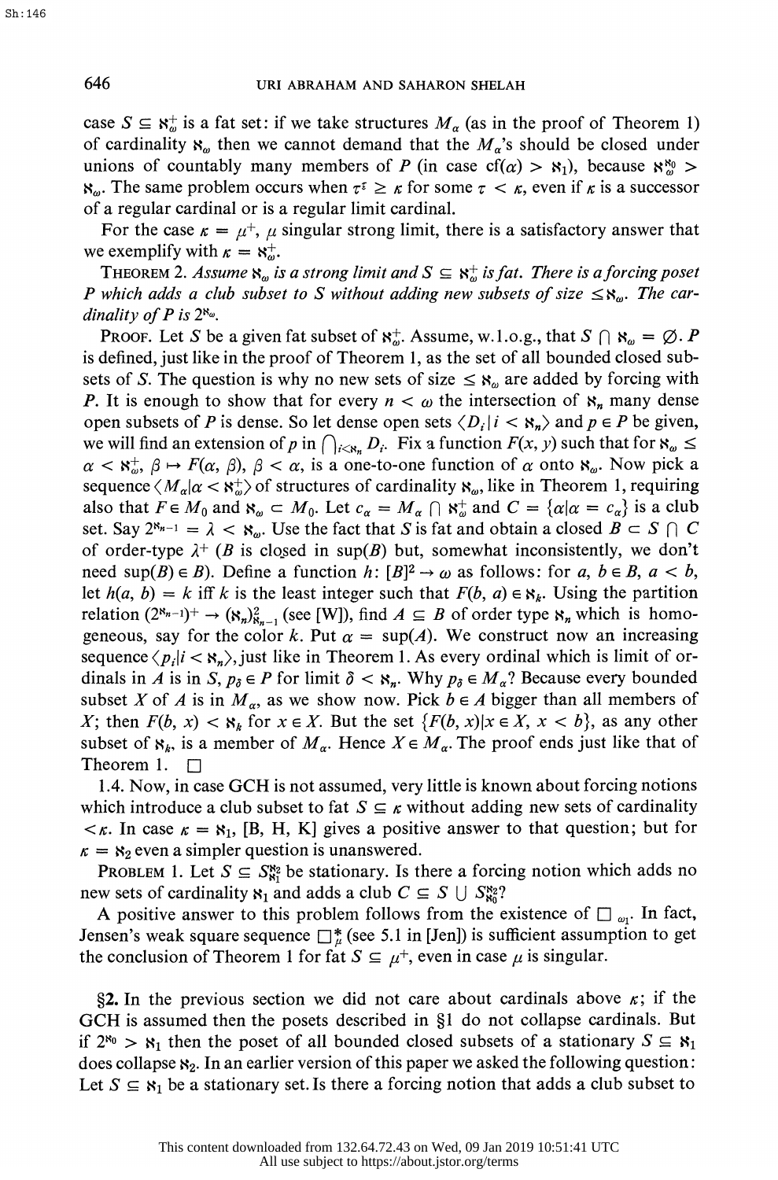case $S \subseteq \aleph_\omega^+$ is a fat set: if we take structures $M_\alpha$ (as in the proof of Theorem 1) of cardinality $\aleph_\omega$ then we cannot demand that the $M_\alpha$'s should be closed under unions of countably many members of $P$ (in case $\text{cf}(\alpha) > \aleph_1$), because $\aleph_\omega^{\aleph_0} > \aleph_\omega$. The same problem occurs when $\tau^\xi \geq \kappa$ for some $\tau < \kappa$, even if $\kappa$ is a successor of a regular cardinal or is a regular limit cardinal.

For the case $\kappa = \mu^+$, $\mu$ singular strong limit, there is a satisfactory answer that we exemplify with $\kappa = \aleph_\omega^+$.

THEOREM 2. *Assume $\aleph_\omega$ is a strong limit and $S \subseteq \aleph_\omega^+$ is fat. There is a forcing poset $P$ which adds a club subset to $S$ without adding new subsets of size $\leq \aleph_\omega$. The cardinality of $P$ is $2^{\aleph_\omega}$.*

PROOF. Let $S$ be a given fat subset of $\aleph_\omega^+$. Assume, w.l.o.g., that $S \cap \aleph_\omega = \emptyset$. $P$ is defined, just like in the proof of Theorem 1, as the set of all bounded closed subsets of $S$. The question is why no new sets of size $\leq \aleph_\omega$ are added by forcing with $P$. It is enough to show that for every $n < \omega$ the intersection of $\aleph_n$ many dense open subsets of $P$ is dense. So let dense open sets $\langle D_i \mid i < \aleph_n \rangle$ and $p \in P$ be given, we will find an extension of $p$ in $\bigcap_{i<\aleph_n} D_i$. Fix a function $F(x, y)$ such that for $\aleph_\omega \leq \alpha < \aleph_\omega^+$, $\beta \mapsto F(\alpha, \beta)$, $\beta < \alpha$, is a one-to-one function of $\alpha$ onto $\aleph_\omega$. Now pick a sequence $\langle M_\alpha \mid \alpha < \aleph_\omega^+ \rangle$ of structures of cardinality $\aleph_\omega$, like in Theorem 1, requiring also that $F \in M_0$ and $\aleph_\omega \subset M_0$. Let $c_\alpha = M_\alpha \cap \aleph_\omega^+$ and $C = \{\alpha \mid \alpha = c_\alpha\}$ is a club set. Say $2^{\aleph_{n-1}} = \lambda < \aleph_\omega$. Use the fact that $S$ is fat and obtain a closed $B \subset S \cap C$ of order-type $\lambda^+$ ($B$ is closed in $\sup(B)$ but, somewhat inconsistently, we don't need $\sup(B) \in B$). Define a function $h: [B]^2 \to \omega$ as follows: for $a, b \in B$, $a < b$, let $h(a, b) = k$ iff $k$ is the least integer such that $F(b, a) \in \aleph_k$. Using the partition relation $(2^{\aleph_{n-1}})^+ \to (\aleph_n)^2_{\aleph_{n-1}}$ (see [W]), find $A \subseteq B$ of order type $\aleph_n$ which is homogeneous, say for the color $k$. Put $\alpha = \sup(A)$. We construct now an increasing sequence $\langle p_i \mid i < \aleph_n \rangle$, just like in Theorem 1. As every ordinal which is limit of ordinals in $A$ is in $S$, $p_\delta \in P$ for limit $\delta < \aleph_n$. Why $p_\delta \in M_\alpha$? Because every bounded subset $X$ of $A$ is in $M_\alpha$, as we show now. Pick $b \in A$ bigger than all members of $X$; then $F(b, x) < \aleph_k$ for $x \in X$. But the set $\{F(b, x) \mid x \in X, x < b\}$, as any other subset of $\aleph_k$, is a member of $M_\alpha$. Hence $X \in M_\alpha$. The proof ends just like that of Theorem 1. $\square$

1.4. Now, in case GCH is not assumed, very little is known about forcing notions which introduce a club subset to fat $S \subseteq \kappa$ without adding new sets of cardinality $< \kappa$. In case $\kappa = \aleph_1$, [B, H, K] gives a positive answer to that question; but for $\kappa = \aleph_2$ even a simpler question is unanswered.

PROBLEM 1. Let $S \subseteq S^{\aleph_2}_{\aleph_1}$ be stationary. Is there a forcing notion which adds no new sets of cardinality $\aleph_1$ and adds a club $C \subseteq S \cup S^{\aleph_2}_{\aleph_0}$?

A positive answer to this problem follows from the existence of $\square_{\omega_1}$. In fact, Jensen's weak square sequence $\square^*_\mu$ (see 5.1 in [Jen]) is sufficient assumption to get the conclusion of Theorem 1 for fat $S \subseteq \mu^+$, even in case $\mu$ is singular.

§2. In the previous section we did not care about cardinals above $\kappa$; if the GCH is assumed then the posets described in §1 do not collapse cardinals. But if $2^{\aleph_0} > \aleph_1$ then the poset of all bounded closed subsets of a stationary $S \subseteq \aleph_1$ does collapse $\aleph_2$. In an earlier version of this paper we asked the following question: Let $S \subseteq \aleph_1$ be a stationary set. Is there a forcing notion that adds a club subset to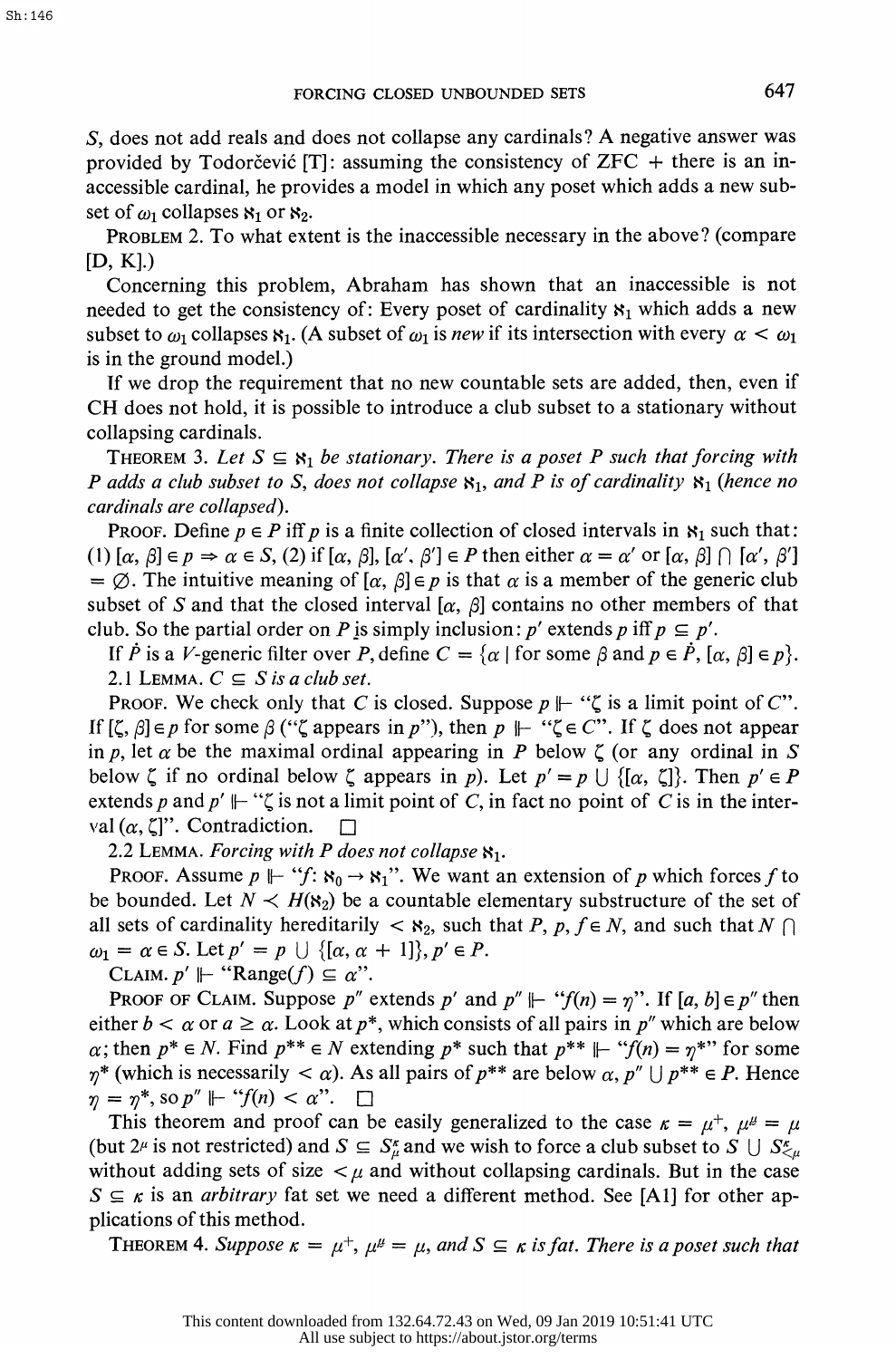$S$, does not add reals and does not collapse any cardinals? A negative answer was provided by Todorčević [T]: assuming the consistency of ZFC + there is an inaccessible cardinal, he provides a model in which any poset which adds a new subset of $\omega_1$ collapses $\aleph_1$ or $\aleph_2$.

PROBLEM 2. To what extent is the inaccessible necessary in the above? (compare [D, K].)

Concerning this problem, Abraham has shown that an inaccessible is not needed to get the consistency of: Every poset of cardinality $\aleph_1$ which adds a new subset to $\omega_1$ collapses $\aleph_1$. (A subset of $\omega_1$ is *new* if its intersection with every $\alpha < \omega_1$ is in the ground model.)

If we drop the requirement that no new countable sets are added, then, even if CH does not hold, it is possible to introduce a club subset to a stationary without collapsing cardinals.

THEOREM 3. *Let $S \subseteq \aleph_1$ be stationary. There is a poset $P$ such that forcing with $P$ adds a club subset to $S$, does not collapse $\aleph_1$, and $P$ is of cardinality $\aleph_1$ (hence no cardinals are collapsed).*

PROOF. Define $p \in P$ iff $p$ is a finite collection of closed intervals in $\aleph_1$ such that: (1) $[\alpha, \beta] \in p \Rightarrow \alpha \in S$, (2) if $[\alpha, \beta], [\alpha', \beta'] \in P$ then either $\alpha = \alpha'$ or $[\alpha, \beta] \cap [\alpha', \beta'] = \emptyset$. The intuitive meaning of $[\alpha, \beta] \in p$ is that $\alpha$ is a member of the generic club subset of $S$ and that the closed interval $[\alpha, \beta]$ contains no other members of that club. So the partial order on $P$ is simply inclusion: $p'$ extends $p$ iff $p \subseteq p'$.

If $\dot{P}$ is a $V$-generic filter over $P$, define $C = \{\alpha \mid \text{for some } \beta \text{ and } p \in \dot{P}, [\alpha, \beta] \in p\}$.

2.1 LEMMA. *$C \subseteq S$ is a club set.*

PROOF. We check only that $C$ is closed. Suppose $p \Vdash$ "$\zeta$ is a limit point of $C$". If $[\zeta, \beta] \in p$ for some $\beta$ ("$\zeta$ appears in $p$"), then $p \Vdash$ "$\zeta \in C$". If $\zeta$ does not appear in $p$, let $\alpha$ be the maximal ordinal appearing in $P$ below $\zeta$ (or any ordinal in $S$ below $\zeta$ if no ordinal below $\zeta$ appears in $p$). Let $p' = p \cup \{[\alpha, \zeta]\}$. Then $p' \in P$ extends $p$ and $p' \Vdash$ "$\zeta$ is not a limit point of $C$, in fact no point of $C$ is in the interval $(\alpha, \zeta]$". Contradiction. $\square$

2.2 LEMMA. *Forcing with $P$ does not collapse $\aleph_1$.*

PROOF. Assume $p \Vdash$ "$f: \aleph_0 \to \aleph_1$". We want an extension of $p$ which forces $f$ to be bounded. Let $N \prec H(\aleph_2)$ be a countable elementary substructure of the set of all sets of cardinality hereditarily $< \aleph_2$, such that $P, p, f \in N$, and such that $N \cap \omega_1 = \alpha \in S$. Let $p' = p \cup \{[\alpha, \alpha + 1]\}, p' \in P$.

CLAIM. $p' \Vdash$ "Range$(f) \subseteq \alpha$".

PROOF OF CLAIM. Suppose $p''$ extends $p'$ and $p'' \Vdash$ "$f(n) = \eta$". If $[a, b] \in p''$ then either $b < \alpha$ or $a \geq \alpha$. Look at $p^*$, which consists of all pairs in $p''$ which are below $\alpha$; then $p^* \in N$. Find $p^{**} \in N$ extending $p^*$ such that $p^{**} \Vdash$ "$f(n) = \eta^*$" for some $\eta^*$ (which is necessarily $< \alpha$). As all pairs of $p^{**}$ are below $\alpha$, $p'' \cup p^{**} \in P$. Hence $\eta = \eta^*$, so $p'' \Vdash$ "$f(n) < \alpha$". $\square$

This theorem and proof can be easily generalized to the case $\kappa = \mu^+$, $\mu^\mu = \mu$ (but $2^\mu$ is not restricted) and $S \subseteq S^\kappa_\mu$ and we wish to force a club subset to $S \cup S^\kappa_{<\mu}$ without adding sets of size $< \mu$ and without collapsing cardinals. But in the case $S \subseteq \kappa$ is an *arbitrary* fat set we need a different method. See [A1] for other applications of this method.

THEOREM 4. *Suppose $\kappa = \mu^+$, $\mu^\mu = \mu$, and $S \subseteq \kappa$ is fat. There is a poset such that*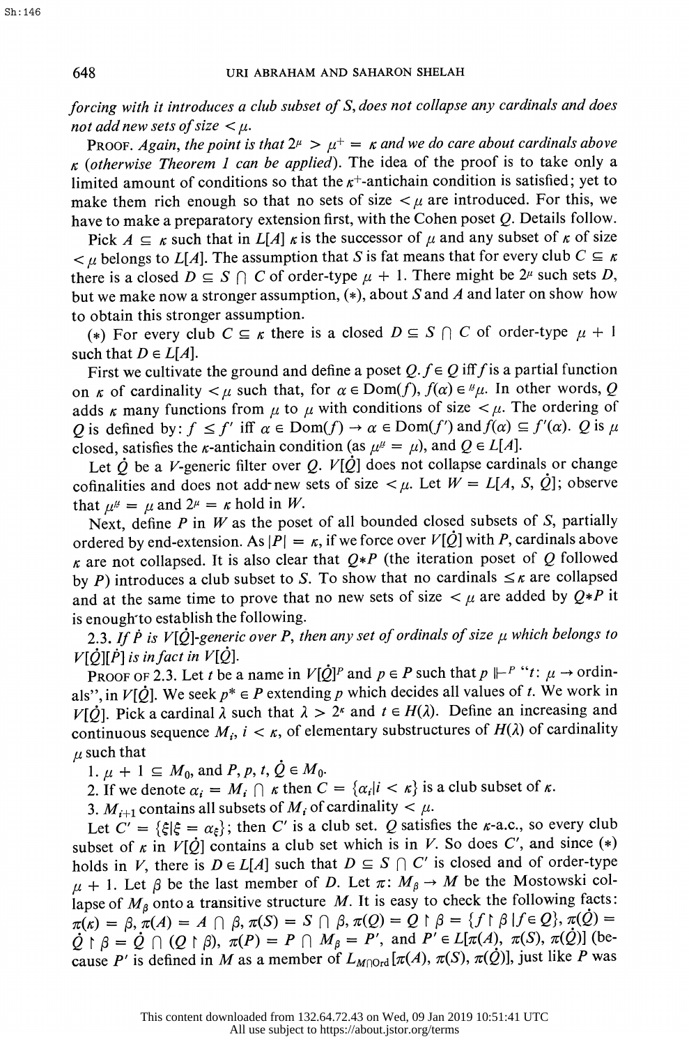*forcing with it introduces a club subset of S, does not collapse any cardinals and does not add new sets of size $< \mu$.*

PROOF. *Again, the point is that $2^\mu > \mu^+ = \kappa$ and we do care about cardinals above $\kappa$ (otherwise Theorem 1 can be applied).* The idea of the proof is to take only a limited amount of conditions so that the $\kappa^+$-antichain condition is satisfied; yet to make them rich enough so that no sets of size $< \mu$ are introduced. For this, we have to make a preparatory extension first, with the Cohen poset $Q$. Details follow.

Pick $A \subseteq \kappa$ such that in $L[A]$ $\kappa$ is the successor of $\mu$ and any subset of $\kappa$ of size $< \mu$ belongs to $L[A]$. The assumption that $S$ is fat means that for every club $C \subseteq \kappa$ there is a closed $D \subseteq S \cap C$ of order-type $\mu + 1$. There might be $2^\mu$ such sets $D$, but we make now a stronger assumption, $(*)$, about $S$ and $A$ and later on show how to obtain this stronger assumption.

$(*)$ For every club $C \subseteq \kappa$ there is a closed $D \subseteq S \cap C$ of order-type $\mu + 1$ such that $D \in L[A]$.

First we cultivate the ground and define a poset $Q$. $f \in Q$ iff $f$ is a partial function on $\kappa$ of cardinality $< \mu$ such that, for $\alpha \in \mathrm{Dom}(f)$, $f(\alpha) \in {}^{\underline{\mu}}\mu$. In other words, $Q$ adds $\kappa$ many functions from $\mu$ to $\mu$ with conditions of size $< \mu$. The ordering of $Q$ is defined by: $f \leq f'$ iff $\alpha \in \mathrm{Dom}(f) \rightarrow \alpha \in \mathrm{Dom}(f')$ and $f(\alpha) \subseteq f'(\alpha)$. $Q$ is $\mu$ closed, satisfies the $\kappa$-antichain condition (as $\mu^{\underline{\mu}} = \mu$), and $Q \in L[A]$.

Let $\dot{Q}$ be a $V$-generic filter over $Q$. $V[\dot{Q}]$ does not collapse cardinals or change cofinalities and does not add new sets of size $< \mu$. Let $W = L[A, S, \dot{Q}]$; observe that $\mu^{\underline{\mu}} = \mu$ and $2^\mu = \kappa$ hold in $W$.

Next, define $P$ in $W$ as the poset of all bounded closed subsets of $S$, partially ordered by end-extension. As $|P| = \kappa$, if we force over $V[\dot{Q}]$ with $P$, cardinals above $\kappa$ are not collapsed. It is also clear that $Q*P$ (the iteration poset of $Q$ followed by $P$) introduces a club subset to $S$. To show that no cardinals $\leq \kappa$ are collapsed and at the same time to prove that no new sets of size $< \mu$ are added by $Q*P$ it is enough to establish the following.

2.3. *If $\dot{P}$ is $V[\dot{Q}]$-generic over $P$, then any set of ordinals of size $\mu$ which belongs to $V[\dot{Q}][\dot{P}]$ is in fact in $V[\dot{Q}]$.*

PROOF OF 2.3. Let $t$ be a name in $V[\dot{Q}]^P$ and $p \in P$ such that $p \Vdash^P$ "$t$: $\mu \rightarrow$ ordinals", in $V[\dot{Q}]$. We seek $p^* \in P$ extending $p$ which decides all values of $t$. We work in $V[\dot{Q}]$. Pick a cardinal $\lambda$ such that $\lambda > 2^\kappa$ and $t \in H(\lambda)$. Define an increasing and continuous sequence $M_i$, $i < \kappa$, of elementary substructures of $H(\lambda)$ of cardinality $\mu$ such that

1. $\mu + 1 \subseteq M_0$, and $P, p, t, \dot{Q} \in M_0$.
2. If we denote $\alpha_i = M_i \cap \kappa$ then $C = \{\alpha_i | i < \kappa\}$ is a club subset of $\kappa$.
3. $M_{i+1}$ contains all subsets of $M_i$ of cardinality $< \mu$.

Let $C' = \{\xi | \xi = \alpha_\xi\}$; then $C'$ is a club set. $Q$ satisfies the $\kappa$-a.c., so every club subset of $\kappa$ in $V[\dot{Q}]$ contains a club set which is in $V$. So does $C'$, and since $(*)$ holds in $V$, there is $D \in L[A]$ such that $D \subseteq S \cap C'$ is closed and of order-type $\mu + 1$. Let $\beta$ be the last member of $D$. Let $\pi$: $M_\beta \rightarrow M$ be the Mostowski collapse of $M_\beta$ onto a transitive structure $M$. It is easy to check the following facts: $\pi(\kappa) = \beta$, $\pi(A) = A \cap \beta$, $\pi(S) = S \cap \beta$, $\pi(Q) = Q \upharpoonright \beta = \{f \upharpoonright \beta | f \in Q\}$, $\pi(\dot{Q}) = \dot{Q} \upharpoonright \beta = \dot{Q} \cap (Q \upharpoonright \beta)$, $\pi(P) = P \cap M_\beta = P'$, and $P' \in L[\pi(A), \pi(S), \pi(\dot{Q})]$ (because $P'$ is defined in $M$ as a member of $L_{M \cap \mathrm{Ord}}[\pi(A), \pi(S), \pi(\dot{Q})]$, just like $P$ was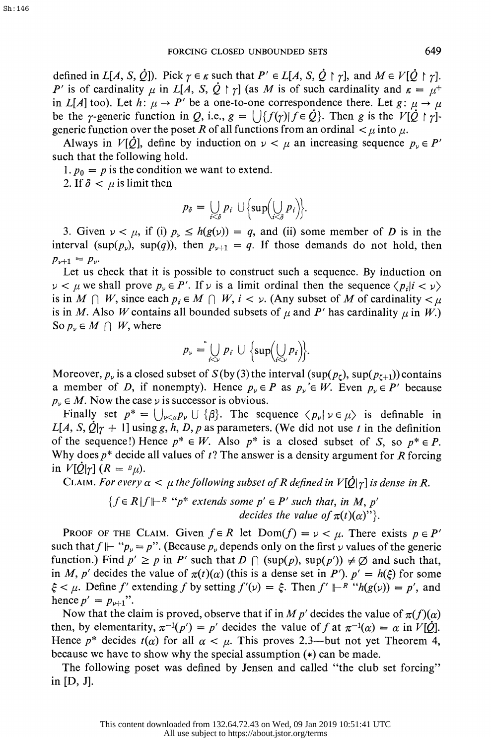defined in $L[A, S, \dot{Q}]$). Pick $\gamma \in \kappa$ such that $P' \in L[A, S, \dot{Q} \restriction \gamma]$, and $M \in V[\dot{Q} \restriction \gamma]$. $P'$ is of cardinality $\mu$ in $L[A, S, \dot{Q} \restriction \gamma]$ (as $M$ is of such cardinality and $\kappa = \mu^+$ in $L[A]$ too). Let $h: \mu \to P'$ be a one-to-one correspondence there. Let $g: \mu \to \mu$ be the $\gamma$-generic function in $Q$, i.e., $g = \bigcup\{f(\gamma) | f \in \dot{Q}\}$. Then $g$ is the $V[\dot{Q} \restriction \gamma]$-generic function over the poset $R$ of all functions from an ordinal $< \mu$ into $\mu$.

Always in $V[\dot{Q}]$, define by induction on $\nu < \mu$ an increasing sequence $p_\nu \in P'$ such that the following hold.

1. $p_0 = p$ is the condition we want to extend.
2. If $\delta < \mu$ is limit then

$$p_\delta = \bigcup_{i<\delta} p_i \cup \Big\{\sup\Big(\bigcup_{i<\delta} p_i\Big)\Big\}.$$

3. Given $\nu < \mu$, if (i) $p_\nu \leq h(g(\nu)) = q$, and (ii) some member of $D$ is in the interval $(\sup(p_\nu), \sup(q))$, then $p_{\nu+1} = q$. If those demands do not hold, then $p_{\nu+1} = p_\nu$.

Let us check that it is possible to construct such a sequence. By induction on $\nu < \mu$ we shall prove $p_\nu \in P'$. If $\nu$ is a limit ordinal then the sequence $\langle p_i | i < \nu \rangle$ is in $M \cap W$, since each $p_i \in M \cap W$, $i < \nu$. (Any subset of $M$ of cardinality $< \mu$ is in $M$. Also $W$ contains all bounded subsets of $\mu$ and $P'$ has cardinality $\mu$ in $W$.) So $p_\nu \in M \cap W$, where

$$p_\nu = \bigcup_{i<\nu} p_i \cup \Big\{\sup\Big(\bigcup_{i<\nu} p_i\Big)\Big\}.$$

Moreover, $p_\nu$ is a closed subset of $S$ (by (3) the interval $(\sup(p_\zeta), \sup(p_{\zeta+1}))$ contains a member of $D$, if nonempty). Hence $p_\nu \in P$ as $p_\nu \in W$. Even $p_\nu \in P'$ because $p_\nu \in M$. Now the case $\nu$ is successor is obvious.

Finally set $p^* = \bigcup_{\nu<\mu} p_\nu \cup \{\beta\}$. The sequence $\langle p_\nu | \nu \in \mu \rangle$ is definable in $L[A, S, \dot{Q}|\gamma + 1]$ using $g, h, D, p$ as parameters. (We did not use $t$ in the definition of the sequence!) Hence $p^* \in W$. Also $p^*$ is a closed subset of $S$, so $p^* \in P$. Why does $p^*$ decide all values of $t$? The answer is a density argument for $R$ forcing in $V[\dot{Q}|\gamma]$ ($R = {}^{\mu}\mu$).

CLAIM. *For every $\alpha < \mu$ the following subset of $R$ defined in $V[\dot{Q}|\gamma]$ is dense in $R$.*

$$\{f \in R | f \Vdash^R \text{“}p^* \text{ extends some } p' \in P' \text{ such that, in } M,\ p' \text{ decides the value of } \pi(t)(\alpha)\text{”}\}.$$

PROOF OF THE CLAIM. Given $f \in R$ let $\mathrm{Dom}(f) = \nu < \mu$. There exists $p \in P'$ such that $f \Vdash$ “$p_\nu = p$”. (Because $p_\nu$ depends only on the first $\nu$ values of the generic function.) Find $p' \geq p$ in $P'$ such that $D \cap (\sup(p), \sup(p')) \neq \varnothing$ and such that, in $M$, $p'$ decides the value of $\pi(t)(\alpha)$ (this is a dense set in $P'$). $p' = h(\xi)$ for some $\xi < \mu$. Define $f'$ extending $f$ by setting $f'(\nu) = \xi$. Then $f' \Vdash^R$ “$h(g(\nu)) = p'$, and hence $p' = p_{\nu+1}$”.

Now that the claim is proved, observe that if in $M$ $p'$ decides the value of $\pi(f)(\alpha)$ then, by elementarity, $\pi^{-1}(p') = p'$ decides the value of $f$ at $\pi^{-1}(\alpha) = \alpha$ in $V[\dot{Q}]$. Hence $p^*$ decides $t(\alpha)$ for all $\alpha < \mu$. This proves 2.3—but not yet Theorem 4, because we have to show why the special assumption $(*)$ can be made.

The following poset was defined by Jensen and called “the club set forcing” in [D, J].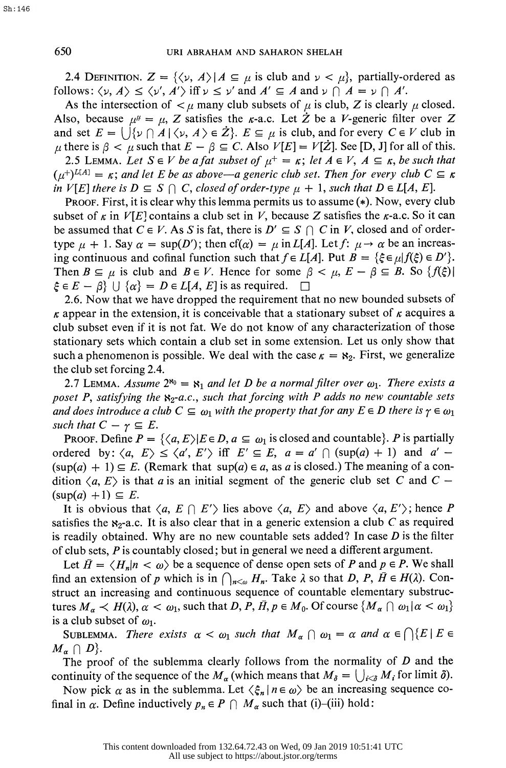2.4 Definition. $Z = \{\langle \nu, A\rangle \mid A \subseteq \mu$ is club and $\nu < \mu\}$, partially-ordered as follows: $\langle \nu, A\rangle \le \langle \nu', A'\rangle$ iff $\nu \le \nu'$ and $A' \subseteq A$ and $\nu \cap A = \nu \cap A'$.

As the intersection of $<\mu$ many club subsets of $\mu$ is club, $Z$ is clearly $\mu$ closed. Also, because $\mu^{\mu} = \mu$, $Z$ satisfies the $\kappa$-a.c. Let $\dot{Z}$ be a $V$-generic filter over $Z$ and set $E = \bigcup\{\nu \cap A \mid \langle \nu, A\rangle \in \dot{Z}\}$. $E \subseteq \mu$ is club, and for every $C \in V$ club in $\mu$ there is $\beta < \mu$ such that $E - \beta \subseteq C$. Also $V[E] = V[\dot{Z}]$. See [D, J] for all of this.

2.5 Lemma. *Let $S \in V$ be a fat subset of $\mu^+ = \kappa$; let $A \in V$, $A \subseteq \kappa$, be such that $(\mu^+)^{L[A]} = \kappa$; and let $E$ be as above—a generic club set. Then for every club $C \subseteq \kappa$ in $V[E]$ there is $D \subseteq S \cap C$, closed of order-type $\mu + 1$, such that $D \in L[A, E]$.*

Proof. First, it is clear why this lemma permits us to assume (*). Now, every club subset of $\kappa$ in $V[E]$ contains a club set in $V$, because $Z$ satisfies the $\kappa$-a.c. So it can be assumed that $C \in V$. As $S$ is fat, there is $D' \subseteq S \cap C$ in $V$, closed and of order-type $\mu + 1$. Say $\alpha = \sup(D')$; then $\mathrm{cf}(\alpha) = \mu$ in $L[A]$. Let $f\colon \mu \to \alpha$ be an increasing continuous and cofinal function such that $f \in L[A]$. Put $B = \{\xi \in \mu \mid f(\xi) \in D'\}$. Then $B \subseteq \mu$ is club and $B \in V$. Hence for some $\beta < \mu$, $E - \beta \subseteq B$. So $\{f(\xi) \mid \xi \in E - \beta\} \cup \{\alpha\} = D \in L[A, E]$ is as required. □

2.6. Now that we have dropped the requirement that no new bounded subsets of $\kappa$ appear in the extension, it is conceivable that a stationary subset of $\kappa$ acquires a club subset even if it is not fat. We do not know of any characterization of those stationary sets which contain a club set in some extension. Let us only show that such a phenomenon is possible. We deal with the case $\kappa = \aleph_2$. First, we generalize the club set forcing 2.4.

2.7 Lemma. *Assume $2^{\aleph_0} = \aleph_1$ and let $D$ be a normal filter over $\omega_1$. There exists a poset $P$, satisfying the $\aleph_2$-a.c., such that forcing with $P$ adds no new countable sets and does introduce a club $C \subseteq \omega_1$ with the property that for any $E \in D$ there is $\gamma \in \omega_1$ such that $C - \gamma \subseteq E$.*

Proof. Define $P = \{\langle a, E\rangle \mid E \in D, a \subseteq \omega_1$ is closed and countable$\}$. $P$ is partially ordered by: $\langle a, E\rangle \le \langle a', E'\rangle$ iff $E' \subseteq E$, $a = a' \cap (\sup(a) + 1)$ and $a' - (\sup(a) + 1) \subseteq E$. (Remark that $\sup(a) \in a$, as $a$ is closed.) The meaning of a condition $\langle a, E\rangle$ is that $a$ is an initial segment of the generic club set $C$ and $C - (\sup(a) + 1) \subseteq E$.

It is obvious that $\langle a, E \cap E'\rangle$ lies above $\langle a, E\rangle$ and above $\langle a, E'\rangle$; hence $P$ satisfies the $\aleph_2$-a.c. It is also clear that in a generic extension a club $C$ as required is readily obtained. Why are no new countable sets added? In case $D$ is the filter of club sets, $P$ is countably closed; but in general we need a different argument.

Let $\bar{H} = \langle H_n \mid n < \omega\rangle$ be a sequence of dense open sets of $P$ and $p \in P$. We shall find an extension of $p$ which is in $\bigcap_{n<\omega} H_n$. Take $\lambda$ so that $D, P, \bar{H} \in H(\lambda)$. Construct an increasing and continuous sequence of countable elementary substructures $M_\alpha \prec H(\lambda)$, $\alpha < \omega_1$, such that $D, P, \bar{H}, p \in M_0$. Of course $\{M_\alpha \cap \omega_1 \mid \alpha < \omega_1\}$ is a club subset of $\omega_1$.

Sublemma. *There exists $\alpha < \omega_1$ such that $M_\alpha \cap \omega_1 = \alpha$ and $\alpha \in \bigcap\{E \mid E \in M_\alpha \cap D\}$.*

The proof of the sublemma clearly follows from the normality of $D$ and the continuity of the sequence of the $M_\alpha$ (which means that $M_\delta = \bigcup_{i<\delta} M_i$ for limit $\delta$).

Now pick $\alpha$ as in the sublemma. Let $\langle \xi_n \mid n \in \omega\rangle$ be an increasing sequence cofinal in $\alpha$. Define inductively $p_n \in P \cap M_\alpha$ such that (i)–(iii) hold: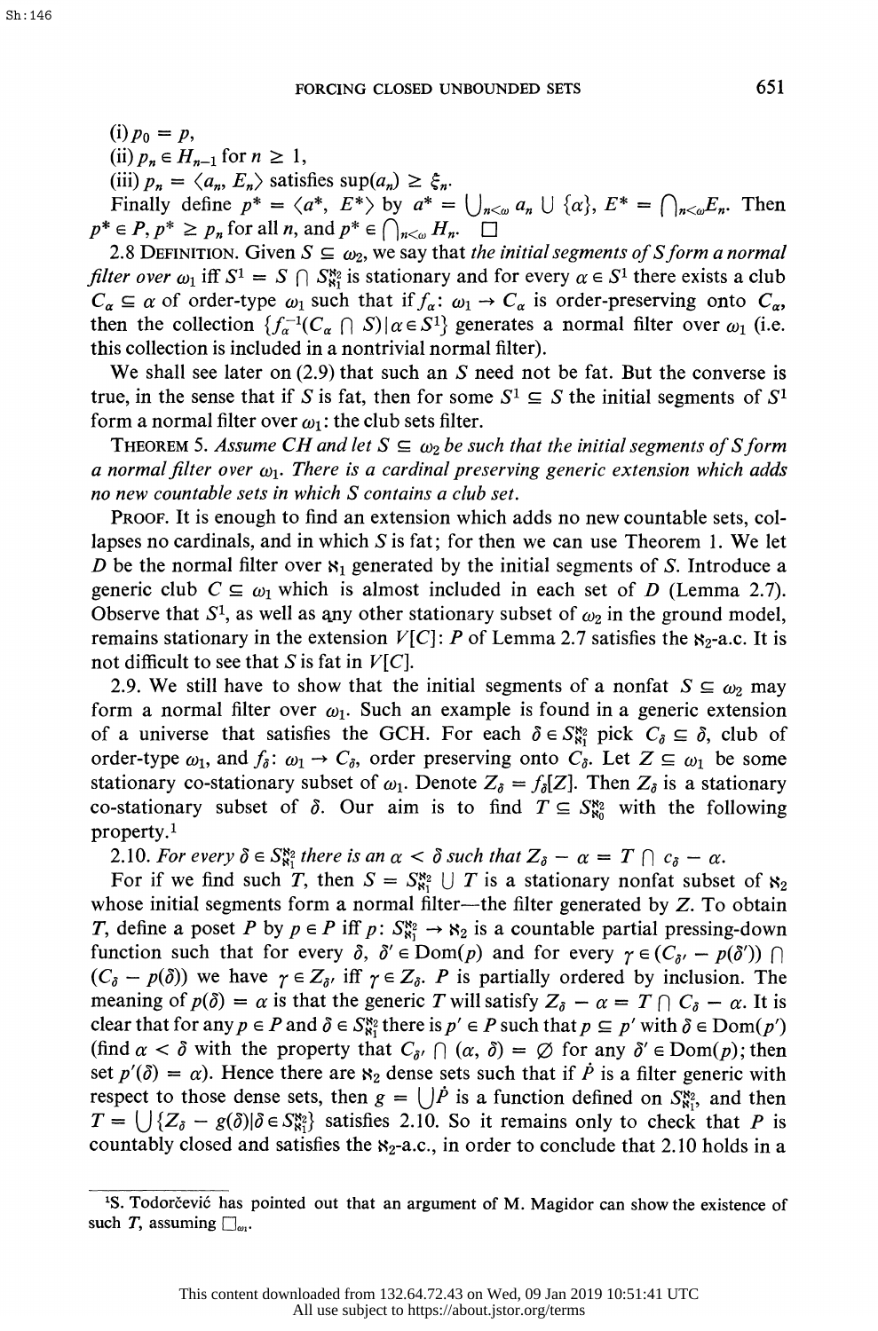(i) $p_0 = p$,

(ii) $p_n \in H_{n-1}$ for $n \geq 1$,

(iii) $p_n = \langle a_n, E_n \rangle$ satisfies $\sup(a_n) \geq \xi_n$.

Finally define $p^* = \langle a^*, E^* \rangle$ by $a^* = \bigcup_{n<\omega} a_n \cup \{\alpha\}$, $E^* = \bigcap_{n<\omega} E_n$. Then $p^* \in P$, $p^* \geq p_n$ for all $n$, and $p^* \in \bigcap_{n<\omega} H_n$. $\square$

2.8 DEFINITION. Given $S \subseteq \omega_2$, we say that *the initial segments of $S$ form a normal filter over $\omega_1$* iff $S^1 = S \cap S^{\aleph_2}_{\aleph_1}$ is stationary and for every $\alpha \in S^1$ there exists a club $C_\alpha \subseteq \alpha$ of order-type $\omega_1$ such that if $f_\alpha \colon \omega_1 \to C_\alpha$ is order-preserving onto $C_\alpha$, then the collection $\{f_\alpha^{-1}(C_\alpha \cap S) \mid \alpha \in S^1\}$ generates a normal filter over $\omega_1$ (i.e. this collection is included in a nontrivial normal filter).

We shall see later on (2.9) that such an $S$ need not be fat. But the converse is true, in the sense that if $S$ is fat, then for some $S^1 \subseteq S$ the initial segments of $S^1$ form a normal filter over $\omega_1$: the club sets filter.

THEOREM 5. *Assume CH and let $S \subseteq \omega_2$ be such that the initial segments of $S$ form a normal filter over $\omega_1$. There is a cardinal preserving generic extension which adds no new countable sets in which $S$ contains a club set.*

PROOF. It is enough to find an extension which adds no new countable sets, collapses no cardinals, and in which $S$ is fat; for then we can use Theorem 1. We let $D$ be the normal filter over $\aleph_1$ generated by the initial segments of $S$. Introduce a generic club $C \subseteq \omega_1$ which is almost included in each set of $D$ (Lemma 2.7). Observe that $S^1$, as well as any other stationary subset of $\omega_2$ in the ground model, remains stationary in the extension $V[C]$: $P$ of Lemma 2.7 satisfies the $\aleph_2$-a.c. It is not difficult to see that $S$ is fat in $V[C]$.

2.9. We still have to show that the initial segments of a nonfat $S \subseteq \omega_2$ may form a normal filter over $\omega_1$. Such an example is found in a generic extension of a universe that satisfies the GCH. For each $\delta \in S^{\aleph_2}_{\aleph_1}$ pick $C_\delta \subseteq \delta$, club of order-type $\omega_1$, and $f_\delta \colon \omega_1 \to C_\delta$, order preserving onto $C_\delta$. Let $Z \subseteq \omega_1$ be some stationary co-stationary subset of $\omega_1$. Denote $Z_\delta = f_\delta[Z]$. Then $Z_\delta$ is a stationary co-stationary subset of $\delta$. Our aim is to find $T \subseteq S^{\aleph_2}_{\aleph_0}$ with the following property.[1]

2.10. *For every $\delta \in S^{\aleph_2}_{\aleph_1}$ there is an $\alpha < \delta$ such that $Z_\delta - \alpha = T \cap c_\delta - \alpha$.*

For if we find such $T$, then $S = S^{\aleph_2}_{\aleph_1} \cup T$ is a stationary nonfat subset of $\aleph_2$ whose initial segments form a normal filter—the filter generated by $Z$. To obtain $T$, define a poset $P$ by $p \in P$ iff $p \colon S^{\aleph_2}_{\aleph_1} \to \aleph_2$ is a countable partial pressing-down function such that for every $\delta$, $\delta' \in \mathrm{Dom}(p)$ and for every $\gamma \in (C_{\delta'} - p(\delta')) \cap (C_\delta - p(\delta))$ we have $\gamma \in Z_{\delta'}$ iff $\gamma \in Z_\delta$. $P$ is partially ordered by inclusion. The meaning of $p(\delta) = \alpha$ is that the generic $T$ will satisfy $Z_\delta - \alpha = T \cap C_\delta - \alpha$. It is clear that for any $p \in P$ and $\delta \in S^{\aleph_2}_{\aleph_1}$ there is $p' \in P$ such that $p \subseteq p'$ with $\delta \in \mathrm{Dom}(p')$ (find $\alpha < \delta$ with the property that $C_{\delta'} \cap (\alpha, \delta) = \varnothing$ for any $\delta' \in \mathrm{Dom}(p)$; then set $p'(\delta) = \alpha$). Hence there are $\aleph_2$ dense sets such that if $\dot{P}$ is a filter generic with respect to those dense sets, then $g = \bigcup \dot{P}$ is a function defined on $S^{\aleph_2}_{\aleph_1}$, and then $T = \bigcup \{Z_\delta - g(\delta) \mid \delta \in S^{\aleph_2}_{\aleph_1}\}$ satisfies 2.10. So it remains only to check that $P$ is countably closed and satisfies the $\aleph_2$-a.c., in order to conclude that 2.10 holds in a

[1] S. Todorčević has pointed out that an argument of M. Magidor can show the existence of such $T$, assuming $\square_{\omega_1}$.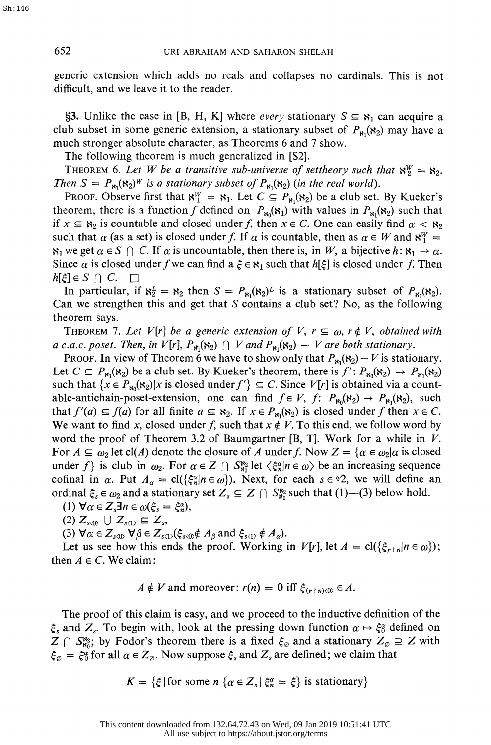generic extension which adds no reals and collapses no cardinals. This is not difficult, and we leave it to the reader.

§3. Unlike the case in [B, H, K] where *every* stationary $S \subseteq \aleph_1$ can acquire a club subset in some generic extension, a stationary subset of $P_{\aleph_1}(\aleph_2)$ may have a much stronger absolute character, as Theorems 6 and 7 show.

The following theorem is much generalized in [S2].

THEOREM 6. *Let $W$ be a transitive sub-universe of settheory such that $\aleph_2^W = \aleph_2$. Then $S = P_{\aleph_1}(\aleph_2)^W$ is a stationary subset of $P_{\aleph_1}(\aleph_2)$ (in the real world).*

PROOF. Observe first that $\aleph_1^W = \aleph_1$. Let $C \subseteq P_{\aleph_1}(\aleph_2)$ be a club set. By Kueker's theorem, there is a function $f$ defined on $P_{\aleph_0}(\aleph_1)$ with values in $P_{\aleph_1}(\aleph_2)$ such that if $x \subseteq \aleph_2$ is countable and closed under $f$, then $x \in C$. One can easily find $\alpha < \aleph_2$ such that $\alpha$ (as a set) is closed under $f$. If $\alpha$ is countable, then as $\alpha \in W$ and $\aleph_1^W = \aleph_1$ we get $\alpha \in S \cap C$. If $\alpha$ is uncountable, then there is, in $W$, a bijective $h: \aleph_1 \to \alpha$. Since $\alpha$ is closed under $f$ we can find a $\xi \in \aleph_1$ such that $h[\xi]$ is closed under $f$. Then $h[\xi] \in S \cap C$. $\square$

In particular, if $\aleph_2^L = \aleph_2$ then $S = P_{\aleph_1}(\aleph_2)^L$ is a stationary subset of $P_{\aleph_1}(\aleph_2)$. Can we strengthen this and get that $S$ contains a club set? No, as the following theorem says.

THEOREM 7. *Let $V[r]$ be a generic extension of $V$, $r \subseteq \omega$, $r \notin V$, obtained with a c.a.c. poset. Then, in $V[r]$, $P_{\aleph_1}(\aleph_2) \cap V$ and $P_{\aleph_1}(\aleph_2) - V$ are both stationary.*

PROOF. In view of Theorem 6 we have to show only that $P_{\aleph_1}(\aleph_2) - V$ is stationary. Let $C \subseteq P_{\aleph_1}(\aleph_2)$ be a club set. By Kueker's theorem, there is $f': P_{\aleph_0}(\aleph_2) \to P_{\aleph_1}(\aleph_2)$ such that $\{x \in P_{\aleph_0}(\aleph_2) | x \text{ is closed under } f'\} \subseteq C$. Since $V[r]$ is obtained via a countable-antichain-poset-extension, one can find $f \in V$, $f: P_{\aleph_0}(\aleph_2) \to P_{\aleph_1}(\aleph_2)$, such that $f'(a) \subseteq f(a)$ for all finite $a \subseteq \aleph_2$. If $x \in P_{\aleph_1}(\aleph_2)$ is closed under $f$ then $x \in C$. We want to find $x$, closed under $f$, such that $x \notin V$. To this end, we follow word by word the proof of Theorem 3.2 of Baumgartner [B, T]. Work for a while in $V$. For $A \subseteq \omega_2$ let $\text{cl}(A)$ denote the closure of $A$ under $f$. Now $Z = \{\alpha \in \omega_2 | \alpha \text{ is closed under } f\}$ is club in $\omega_2$. For $\alpha \in Z \cap S^{\aleph_2}_{\aleph_0}$ let $\langle \xi^\alpha_n | n \in \omega \rangle$ be an increasing sequence cofinal in $\alpha$. Put $A_\alpha = \text{cl}(\{\xi^\alpha_n | n \in \omega\})$. Next, for each $s \in {}^{\omega}2$, we will define an ordinal $\xi_s \in \omega_2$ and a stationary set $Z_s \subseteq Z \cap S^{\aleph_2}_{\aleph_0}$ such that (1)—(3) below hold.

(1) $\forall \alpha \in Z_s \exists n \in \omega (\xi_s = \xi^\alpha_n)$,

(2) $Z_{s\langle 0 \rangle} \cup Z_{s\langle 1 \rangle} \subseteq Z_s$,

(3) $\forall \alpha \in Z_{s\langle 0 \rangle} \forall \beta \in Z_{s\langle 1 \rangle} (\xi_{s\langle 0 \rangle} \notin A_\beta \text{ and } \xi_{s\langle 1 \rangle} \notin A_\alpha)$.

Let us see how this ends the proof. Working in $V[r]$, let $A = \text{cl}(\{\xi_{r \upharpoonright n} | n \in \omega\})$; then $A \in C$. We claim:

$$A \notin V \text{ and moreover: } r(n) = 0 \text{ iff } \xi_{(r \upharpoonright n)\langle 0 \rangle} \in A.$$

The proof of this claim is easy, and we proceed to the inductive definition of the $\xi_s$ and $Z_s$. To begin with, look at the pressing down function $\alpha \mapsto \xi^\alpha_0$ defined on $Z \cap S^{\aleph_2}_{\aleph_0}$; by Fodor's theorem there is a fixed $\xi_\varnothing$ and a stationary $Z_\varnothing \supseteq Z$ with $\xi_\varnothing = \xi^\alpha_0$ for all $\alpha \in Z_\varnothing$. Now suppose $\xi_s$ and $Z_s$ are defined; we claim that

$$K = \{\xi | \text{for some } n \ \{\alpha \in Z_s | \xi^\alpha_n = \xi\} \text{ is stationary}\}$$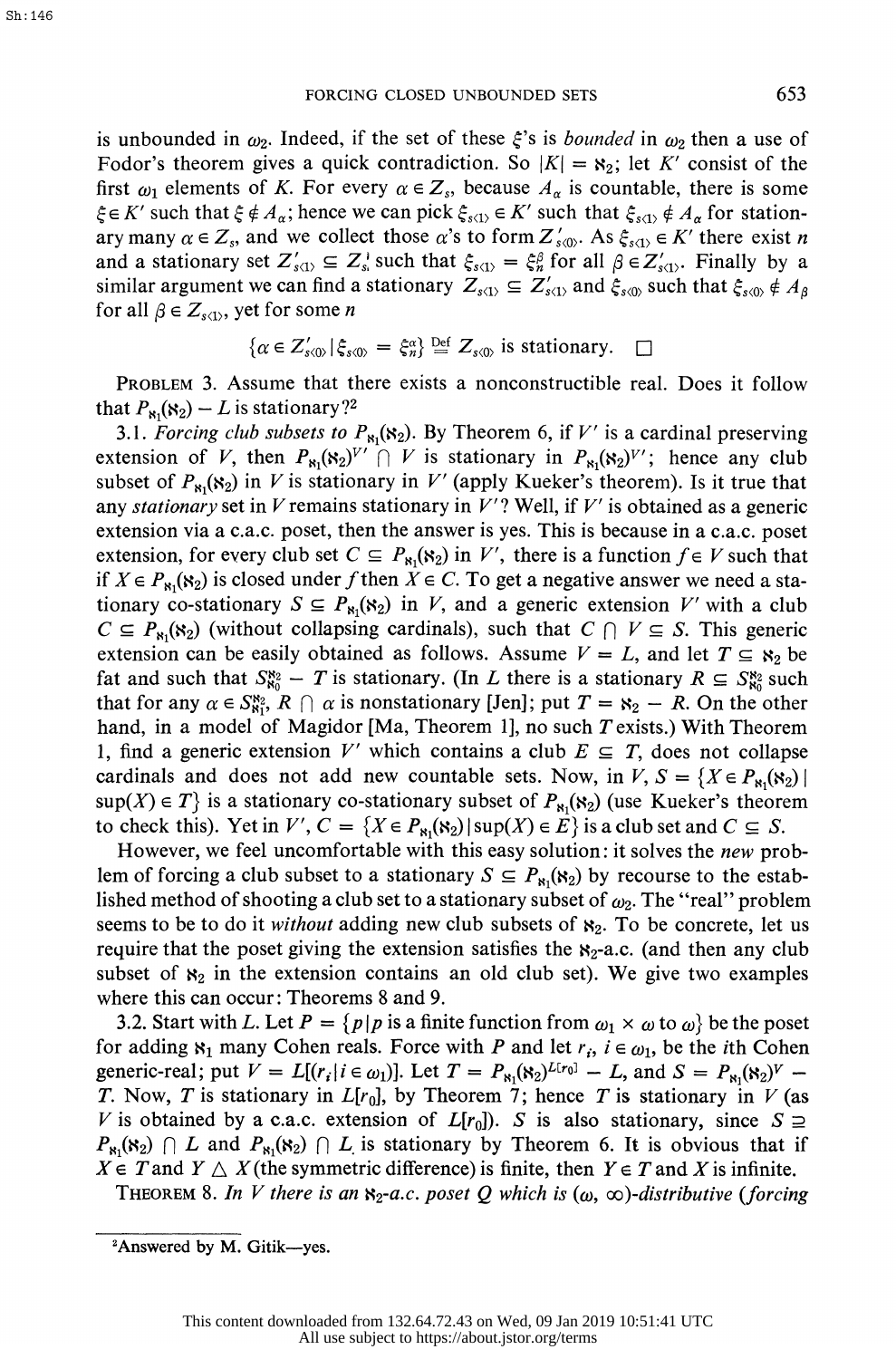is unbounded in $\omega_2$. Indeed, if the set of these $\xi$'s is *bounded* in $\omega_2$ then a use of Fodor's theorem gives a quick contradiction. So $|K| = \aleph_2$; let $K'$ consist of the first $\omega_1$ elements of $K$. For every $\alpha \in Z_s$, because $A_\alpha$ is countable, there is some $\xi \in K'$ such that $\xi \notin A_\alpha$; hence we can pick $\xi_{s\langle 1\rangle} \in K'$ such that $\xi_{s\langle 1\rangle} \notin A_\alpha$ for stationary many $\alpha \in Z_s$, and we collect those $\alpha$'s to form $Z'_{s\langle 0\rangle}$. As $\xi_{s\langle 1\rangle} \in K'$ there exist $n$ and a stationary set $Z'_{s\langle 1\rangle} \subseteq Z'_s$ such that $\xi_{s\langle 1\rangle} = \xi^\beta_n$ for all $\beta \in Z'_{s\langle 1\rangle}$. Finally by a similar argument we can find a stationary $Z_{s\langle 1\rangle} \subseteq Z'_{s\langle 1\rangle}$ and $\xi_{s\langle 0\rangle}$ such that $\xi_{s\langle 0\rangle} \notin A_\beta$ for all $\beta \in Z_{s\langle 1\rangle}$, yet for some $n$

$$\{\alpha \in Z'_{s\langle 0\rangle} \mid \xi_{s\langle 0\rangle} = \xi^\alpha_n\} \stackrel{\text{Def}}{=} Z_{s\langle 0\rangle} \text{ is stationary.} \quad \square$$

PROBLEM 3. Assume that there exists a nonconstructible real. Does it follow that $P_{\aleph_1}(\aleph_2) - L$ is stationary?[2]

3.1. *Forcing club subsets to* $P_{\aleph_1}(\aleph_2)$. By Theorem 6, if $V'$ is a cardinal preserving extension of $V$, then $P_{\aleph_1}(\aleph_2)^{V'} \cap V$ is stationary in $P_{\aleph_1}(\aleph_2)^{V'}$; hence any club subset of $P_{\aleph_1}(\aleph_2)$ in $V$ is stationary in $V'$ (apply Kueker's theorem). Is it true that any *stationary* set in $V$ remains stationary in $V'$? Well, if $V'$ is obtained as a generic extension via a c.a.c. poset, then the answer is yes. This is because in a c.a.c. poset extension, for every club set $C \subseteq P_{\aleph_1}(\aleph_2)$ in $V'$, there is a function $f \in V$ such that if $X \in P_{\aleph_1}(\aleph_2)$ is closed under $f$ then $X \in C$. To get a negative answer we need a stationary co-stationary $S \subseteq P_{\aleph_1}(\aleph_2)$ in $V$, and a generic extension $V'$ with a club $C \subseteq P_{\aleph_1}(\aleph_2)$ (without collapsing cardinals), such that $C \cap V \subseteq S$. This generic extension can be easily obtained as follows. Assume $V = L$, and let $T \subseteq \aleph_2$ be fat and such that $S^{\aleph_2}_{\aleph_0} - T$ is stationary. (In $L$ there is a stationary $R \subseteq S^{\aleph_2}_{\aleph_0}$ such that for any $\alpha \in S^{\aleph_2}_{\aleph_1}$, $R \cap \alpha$ is nonstationary [Jen]; put $T = \aleph_2 - R$. On the other hand, in a model of Magidor [Ma, Theorem 1], no such $T$ exists.) With Theorem 1, find a generic extension $V'$ which contains a club $E \subseteq T$, does not collapse cardinals and does not add new countable sets. Now, in $V$, $S = \{X \in P_{\aleph_1}(\aleph_2) \mid \sup(X) \in T\}$ is a stationary co-stationary subset of $P_{\aleph_1}(\aleph_2)$ (use Kueker's theorem to check this). Yet in $V'$, $C = \{X \in P_{\aleph_1}(\aleph_2) \mid \sup(X) \in E\}$ is a club set and $C \subseteq S$.

However, we feel uncomfortable with this easy solution: it solves the *new* problem of forcing a club subset to a stationary $S \subseteq P_{\aleph_1}(\aleph_2)$ by recourse to the established method of shooting a club set to a stationary subset of $\omega_2$. The "real" problem seems to be to do it *without* adding new club subsets of $\aleph_2$. To be concrete, let us require that the poset giving the extension satisfies the $\aleph_2$-a.c. (and then any club subset of $\aleph_2$ in the extension contains an old club set). We give two examples where this can occur: Theorems 8 and 9.

3.2. Start with $L$. Let $P = \{p \mid p \text{ is a finite function from } \omega_1 \times \omega \text{ to } \omega\}$ be the poset for adding $\aleph_1$ many Cohen reals. Force with $P$ and let $r_i$, $i \in \omega_1$, be the $i$th Cohen generic-real; put $V = L[\langle r_i \mid i \in \omega_1\rangle]$. Let $T = P_{\aleph_1}(\aleph_2)^{L[r_0]} - L$, and $S = P_{\aleph_1}(\aleph_2)^V - T$. Now, $T$ is stationary in $L[r_0]$, by Theorem 7; hence $T$ is stationary in $V$ (as $V$ is obtained by a c.a.c. extension of $L[r_0]$). $S$ is also stationary, since $S \supseteq P_{\aleph_1}(\aleph_2) \cap L$ and $P_{\aleph_1}(\aleph_2) \cap L$ is stationary by Theorem 6. It is obvious that if $X \in T$ and $Y \triangle X$ (the symmetric difference) is finite, then $Y \in T$ and $X$ is infinite.

THEOREM 8. *In $V$ there is an $\aleph_2$-a.c. poset $Q$ which is $(\omega, \infty)$-distributive (forcing*

[2] Answered by M. Gitik—yes.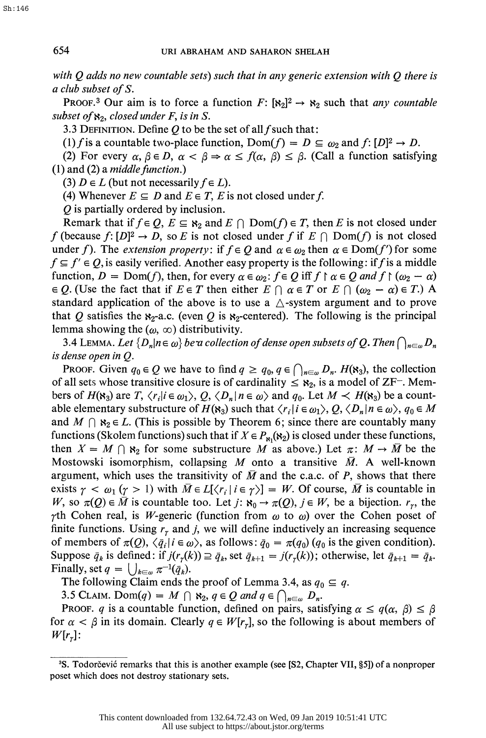*with Q adds no new countable sets) such that in any generic extension with Q there is a club subset of S.*

PROOF.[3] Our aim is to force a function $F: [\aleph_2]^2 \to \aleph_2$ such that *any countable subset of* $\aleph_2$*, closed under F, is in S.*

3.3 DEFINITION. Define $Q$ to be the set of all $f$ such that:

(1) $f$ is a countable two-place function, $\mathrm{Dom}(f) = D \subseteq \omega_2$ and $f: [D]^2 \to D$.

(2) For every $\alpha, \beta \in D$, $\alpha < \beta \Rightarrow \alpha \leq f(\alpha, \beta) \leq \beta$. (Call a function satisfying (1) and (2) a *middle function*.)

(3) $D \in L$ (but not necessarily $f \in L$).

(4) Whenever $E \subseteq D$ and $E \in T$, $E$ is not closed under $f$.

$Q$ is partially ordered by inclusion.

Remark that if $f \in Q$, $E \subseteq \aleph_2$ and $E \cap \mathrm{Dom}(f) \in T$, then $E$ is not closed under $f$ (because $f: [D]^2 \to D$, so $E$ is not closed under $f$ if $E \cap \mathrm{Dom}(f)$ is not closed under $f$). The *extension property*: if $f \in Q$ and $\alpha \in \omega_2$ then $\alpha \in \mathrm{Dom}(f')$ for some $f \subseteq f' \in Q$, is easily verified. Another easy property is the following: if $f$ is a middle function, $D = \mathrm{Dom}(f)$, then, for every $\alpha \in \omega_2$: $f \in Q$ iff $f \restriction \alpha \in Q$ *and* $f \restriction (\omega_2 - \alpha) \in Q$. (Use the fact that if $E \in T$ then either $E \cap \alpha \in T$ or $E \cap (\omega_2 - \alpha) \in T$.) A standard application of the above is to use a $\triangle$-system argument and to prove that $Q$ satisfies the $\aleph_2$-a.c. (even $Q$ is $\aleph_2$-centered). The following is the principal lemma showing the $(\omega, \infty)$ distributivity.

3.4 LEMMA. *Let* $\{D_n | n \in \omega\}$ *be a collection of dense open subsets of* $Q$. *Then* $\bigcap_{n \in \omega} D_n$ *is dense open in* $Q$.

PROOF. Given $q_0 \in Q$ we have to find $q \geq q_0$, $q \in \bigcap_{n \in \omega} D_n$. $H(\aleph_3)$, the collection of all sets whose transitive closure is of cardinality $\leq \aleph_2$, is a model of $\mathrm{ZF}^-$. Members of $H(\aleph_3)$ are $T$, $\langle r_i | i \in \omega_1 \rangle$, $Q$, $\langle D_n | n \in \omega \rangle$ and $q_0$. Let $M \prec H(\aleph_3)$ be a countable elementary substructure of $H(\aleph_3)$ such that $\langle r_i | i \in \omega_1 \rangle, Q, \langle D_n | n \in \omega \rangle, q_0 \in M$ and $M \cap \aleph_2 \in L$. (This is possible by Theorem 6; since there are countably many functions (Skolem functions) such that if $X \in P_{\aleph_1}(\aleph_2)$ is closed under these functions, then $X = M \cap \aleph_2$ for some substructure $M$ as above.) Let $\pi: M \to \bar{M}$ be the Mostowski isomorphism, collapsing $M$ onto a transitive $\bar{M}$. A well-known argument, which uses the transitivity of $\bar{M}$ and the c.a.c. of $P$, shows that there exists $\gamma < \omega_1$ $(\gamma > 1)$ with $\bar{M} \in L[\langle r_i | i \in \gamma \rangle] = W$. Of course, $\bar{M}$ is countable in $W$, so $\pi(Q) \in \bar{M}$ is countable too. Let $j: \aleph_0 \to \pi(Q)$, $j \in W$, be a bijection. $r_\gamma$, the $\gamma$th Cohen real, is $W$-generic (function from $\omega$ to $\omega$) over the Cohen poset of finite functions. Using $r_\gamma$ and $j$, we will define inductively an increasing sequence of members of $\pi(Q)$, $\langle \bar{q}_i | i \in \omega \rangle$, as follows: $\bar{q}_0 = \pi(q_0)$ ($q_0$ is the given condition). Suppose $\bar{q}_k$ is defined: if $j(r_\gamma(k)) \supseteq \bar{q}_k$, set $\bar{q}_{k+1} = j(r_\gamma(k))$; otherwise, let $\bar{q}_{k+1} = \bar{q}_k$. Finally, set $q = \bigcup_{k \in \omega} \pi^{-1}(\bar{q}_k)$.

The following Claim ends the proof of Lemma 3.4, as $q_0 \subseteq q$.

3.5 CLAIM. $\mathrm{Dom}(q) = M \cap \aleph_2$, $q \in Q$ *and* $q \in \bigcap_{n \in \omega} D_n$.

PROOF. $q$ is a countable function, defined on pairs, satisfying $\alpha \leq q(\alpha, \beta) \leq \beta$ for $\alpha < \beta$ in its domain. Clearly $q \in W[r_\gamma]$, so the following is about members of $W[r_\gamma]$:

[3] S. Todorčević remarks that this is another example (see [S2, Chapter VII, §5]) of a nonproper poset which does not destroy stationary sets.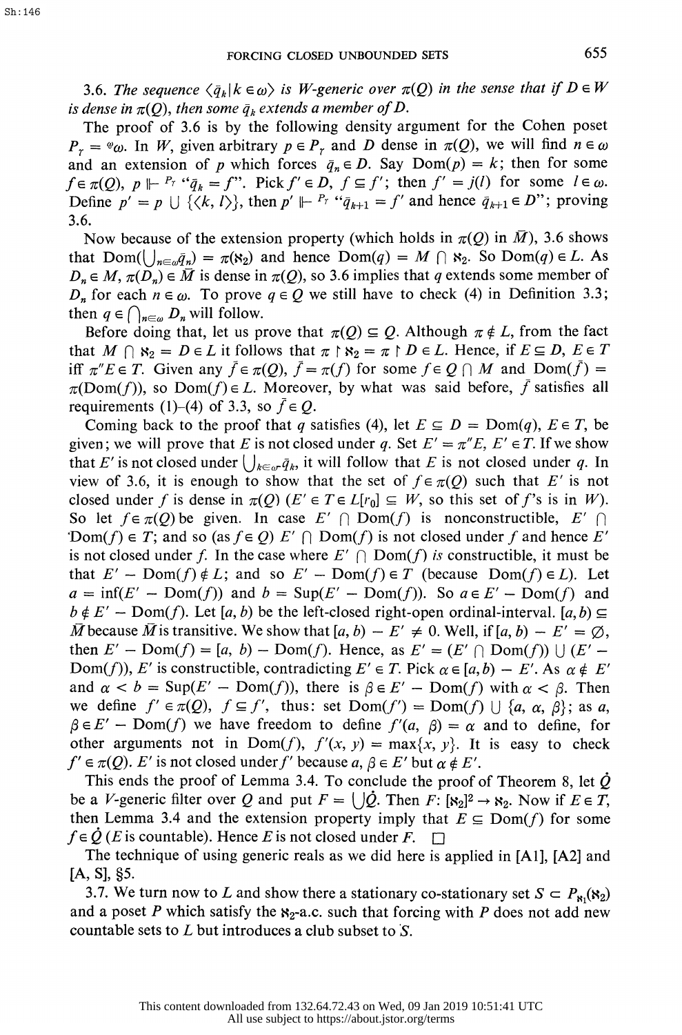3.6. *The sequence* $\langle \bar{q}_k | k \in \omega \rangle$ *is W-generic over* $\pi(Q)$ *in the sense that if* $D \in W$ *is dense in* $\pi(Q)$, *then some* $\bar{q}_k$ *extends a member of D.*

The proof of 3.6 is by the following density argument for the Cohen poset $P_\gamma = {}^{\omega}\omega$. In $W$, given arbitrary $p \in P_\gamma$ and $D$ dense in $\pi(Q)$, we will find $n \in \omega$ and an extension of $p$ which forces $\bar{q}_n \in D$. Say $\text{Dom}(p) = k$; then for some $f \in \pi(Q)$, $p \Vdash^{P_\gamma}$ "$\bar{q}_k = f$". Pick $f' \in D$, $f \subseteq f'$; then $f' = j(l)$ for some $l \in \omega$. Define $p' = p \cup \{\langle k, l \rangle\}$, then $p' \Vdash^{P_\gamma}$ "$\bar{q}_{k+1} = f'$ and hence $\bar{q}_{k+1} \in D$"; proving 3.6.

Now because of the extension property (which holds in $\pi(Q)$ in $\bar{M}$), 3.6 shows that $\text{Dom}(\bigcup_{n \in \omega} \bar{q}_n) = \pi(\aleph_2)$ and hence $\text{Dom}(q) = M \cap \aleph_2$. So $\text{Dom}(q) \in L$. As $D_n \in M$, $\pi(D_n) \in \bar{M}$ is dense in $\pi(Q)$, so 3.6 implies that $q$ extends some member of $D_n$ for each $n \in \omega$. To prove $q \in Q$ we still have to check (4) in Definition 3.3; then $q \in \bigcap_{n \in \omega} D_n$ will follow.

Before doing that, let us prove that $\pi(Q) \subseteq Q$. Although $\pi \notin L$, from the fact that $M \cap \aleph_2 = D \in L$ it follows that $\pi \upharpoonright \aleph_2 = \pi \upharpoonright D \in L$. Hence, if $E \subseteq D$, $E \in T$ iff $\pi''E \in T$. Given any $\bar{f} \in \pi(Q)$, $\bar{f} = \pi(f)$ for some $f \in Q \cap M$ and $\text{Dom}(\bar{f}) = \pi(\text{Dom}(f))$, so $\text{Dom}(f) \in L$. Moreover, by what was said before, $\bar{f}$ satisfies all requirements (1)–(4) of 3.3, so $\bar{f} \in Q$.

Coming back to the proof that $q$ satisfies (4), let $E \subseteq D = \text{Dom}(q)$, $E \in T$, be given; we will prove that $E$ is not closed under $q$. Set $E' = \pi''E$, $E' \in T$. If we show that $E'$ is not closed under $\bigcup_{k \in \omega} \bar{q}_k$, it will follow that $E$ is not closed under $q$. In view of 3.6, it is enough to show that the set of $f \in \pi(Q)$ such that $E'$ is not closed under $f$ is dense in $\pi(Q)$ ($E' \in T \in L[r_0] \subseteq W$, so this set of $f$'s is in $W$). So let $f \in \pi(Q)$ be given. In case $E' \cap \text{Dom}(f)$ is nonconstructible, $E' \cap \text{Dom}(f) \in T$; and so (as $f \in Q$) $E' \cap \text{Dom}(f)$ is not closed under $f$ and hence $E'$ is not closed under $f$. In the case where $E' \cap \text{Dom}(f)$ *is* constructible, it must be that $E' - \text{Dom}(f) \notin L$; and so $E' - \text{Dom}(f) \in T$ (because $\text{Dom}(f) \in L$). Let $a = \inf(E' - \text{Dom}(f))$ and $b = \text{Sup}(E' - \text{Dom}(f))$. So $a \in E' - \text{Dom}(f)$ and $b \notin E' - \text{Dom}(f)$. Let $[a, b)$ be the left-closed right-open ordinal-interval. $[a, b) \subseteq \bar{M}$ because $\bar{M}$ is transitive. We show that $[a, b) - E' \neq 0$. Well, if $[a, b) - E' = \varnothing$, then $E' - \text{Dom}(f) = [a, b) - \text{Dom}(f)$. Hence, as $E' = (E' \cap \text{Dom}(f)) \cup (E' - \text{Dom}(f))$, $E'$ is constructible, contradicting $E' \in T$. Pick $\alpha \in [a, b) - E'$. As $\alpha \notin E'$ and $\alpha < b = \text{Sup}(E' - \text{Dom}(f))$, there is $\beta \in E' - \text{Dom}(f)$ with $\alpha < \beta$. Then we define $f' \in \pi(Q)$, $f \subseteq f'$, thus: set $\text{Dom}(f') = \text{Dom}(f) \cup \{a, \alpha, \beta\}$; as $a$, $\beta \in E' - \text{Dom}(f)$ we have freedom to define $f'(a, \beta) = \alpha$ and to define, for other arguments not in $\text{Dom}(f)$, $f'(x, y) = \max\{x, y\}$. It is easy to check $f' \in \pi(Q)$. $E'$ is not closed under $f'$ because $a, \beta \in E'$ but $\alpha \notin E'$.

This ends the proof of Lemma 3.4. To conclude the proof of Theorem 8, let $\dot{Q}$ be a $V$-generic filter over $Q$ and put $F = \bigcup \dot{Q}$. Then $F: [\aleph_2]^2 \to \aleph_2$. Now if $E \in T$, then Lemma 3.4 and the extension property imply that $E \subseteq \text{Dom}(f)$ for some $f \in \dot{Q}$ ($E$ is countable). Hence $E$ is not closed under $F$. $\square$

The technique of using generic reals as we did here is applied in [A1], [A2] and [A, S], §5.

3.7. We turn now to $L$ and show there a stationary co-stationary set $S \subset P_{\aleph_1}(\aleph_2)$ and a poset $P$ which satisfy the $\aleph_2$-a.c. such that forcing with $P$ does not add new countable sets to $L$ but introduces a club subset to $S$.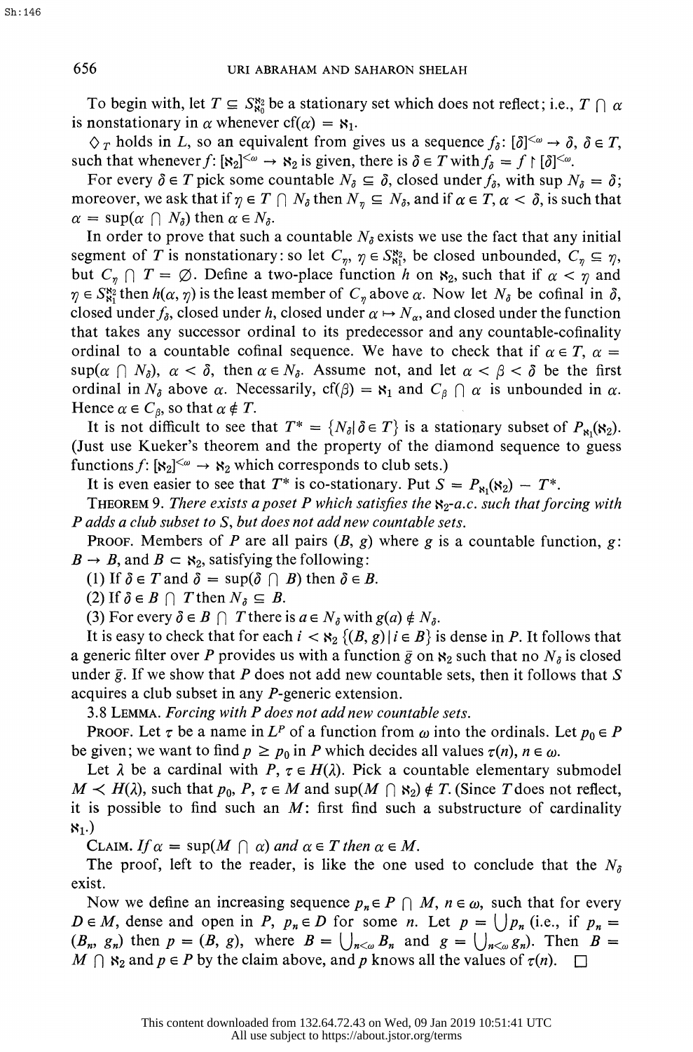To begin with, let $T \subseteq S^{\aleph_2}_{\aleph_0}$ be a stationary set which does not reflect; i.e., $T \cap \alpha$ is nonstationary in $\alpha$ whenever $\text{cf}(\alpha) = \aleph_1$.

$\diamondsuit_T$ holds in $L$, so an equivalent from gives us a sequence $f_\delta$: $[\delta]^{<\omega} \to \delta$, $\delta \in T$, such that whenever $f$: $[\aleph_2]^{<\omega} \to \aleph_2$ is given, there is $\delta \in T$ with $f_\delta = f \upharpoonright [\delta]^{<\omega}$.

For every $\delta \in T$ pick some countable $N_\delta \subseteq \delta$, closed under $f_\delta$, with $\sup N_\delta = \delta$; moreover, we ask that if $\eta \in T \cap N_\delta$ then $N_\eta \subseteq N_\delta$, and if $\alpha \in T$, $\alpha < \delta$, is such that $\alpha = \sup(\alpha \cap N_\delta)$ then $\alpha \in N_\delta$.

In order to prove that such a countable $N_\delta$ exists we use the fact that any initial segment of $T$ is nonstationary: so let $C_\eta$, $\eta \in S^{\aleph_2}_{\aleph_1}$, be closed unbounded, $C_\eta \subseteq \eta$, but $C_\eta \cap T = \varnothing$. Define a two-place function $h$ on $\aleph_2$, such that if $\alpha < \eta$ and $\eta \in S^{\aleph_2}_{\aleph_1}$ then $h(\alpha, \eta)$ is the least member of $C_\eta$ above $\alpha$. Now let $N_\delta$ be cofinal in $\delta$, closed under $f_\delta$, closed under $h$, closed under $\alpha \mapsto N_\alpha$, and closed under the function that takes any successor ordinal to its predecessor and any countable-cofinality ordinal to a countable cofinal sequence. We have to check that if $\alpha \in T$, $\alpha = \sup(\alpha \cap N_\delta)$, $\alpha < \delta$, then $\alpha \in N_\delta$. Assume not, and let $\alpha < \beta < \delta$ be the first ordinal in $N_\delta$ above $\alpha$. Necessarily, $\text{cf}(\beta) = \aleph_1$ and $C_\beta \cap \alpha$ is unbounded in $\alpha$. Hence $\alpha \in C_\beta$, so that $\alpha \notin T$.

It is not difficult to see that $T^* = \{N_\delta \mid \delta \in T\}$ is a stationary subset of $P_{\aleph_1}(\aleph_2)$. (Just use Kueker's theorem and the property of the diamond sequence to guess functions $f$: $[\aleph_2]^{<\omega} \to \aleph_2$ which corresponds to club sets.)

It is even easier to see that $T^*$ is co-stationary. Put $S = P_{\aleph_1}(\aleph_2) - T^*$.

THEOREM 9. *There exists a poset $P$ which satisfies the $\aleph_2$-a.c. such that forcing with $P$ adds a club subset to $S$, but does not add new countable sets.*

PROOF. Members of $P$ are all pairs $(B, g)$ where $g$ is a countable function, $g$: $B \to B$, and $B \subset \aleph_2$, satisfying the following:

(1) If $\delta \in T$ and $\delta = \sup(\delta \cap B)$ then $\delta \in B$.

(2) If $\delta \in B \cap T$ then $N_\delta \subseteq B$.

(3) For every $\delta \in B \cap T$ there is $a \in N_\delta$ with $g(a) \notin N_\delta$.

It is easy to check that for each $i < \aleph_2$ $\{(B, g) \mid i \in B\}$ is dense in $P$. It follows that a generic filter over $P$ provides us with a function $\bar{g}$ on $\aleph_2$ such that no $N_\delta$ is closed under $\bar{g}$. If we show that $P$ does not add new countable sets, then it follows that $S$ acquires a club subset in any $P$-generic extension.

3.8 LEMMA. *Forcing with $P$ does not add new countable sets.*

PROOF. Let $\tau$ be a name in $L^P$ of a function from $\omega$ into the ordinals. Let $p_0 \in P$ be given; we want to find $p \geq p_0$ in $P$ which decides all values $\tau(n)$, $n \in \omega$.

Let $\lambda$ be a cardinal with $P, \tau \in H(\lambda)$. Pick a countable elementary submodel $M \prec H(\lambda)$, such that $p_0, P, \tau \in M$ and $\sup(M \cap \aleph_2) \notin T$. (Since $T$ does not reflect, it is possible to find such an $M$: first find such a substructure of cardinality $\aleph_1$.)

CLAIM. *If $\alpha = \sup(M \cap \alpha)$ and $\alpha \in T$ then $\alpha \in M$.*

The proof, left to the reader, is like the one used to conclude that the $N_\delta$ exist.

Now we define an increasing sequence $p_n \in P \cap M$, $n \in \omega$, such that for every $D \in M$, dense and open in $P$, $p_n \in D$ for some $n$. Let $p = \bigcup p_n$ (i.e., if $p_n = (B_n, g_n)$ then $p = (B, g)$, where $B = \bigcup_{n<\omega} B_n$ and $g = \bigcup_{n<\omega} g_n$). Then $B = M \cap \aleph_2$ and $p \in P$ by the claim above, and $p$ knows all the values of $\tau(n)$. $\square$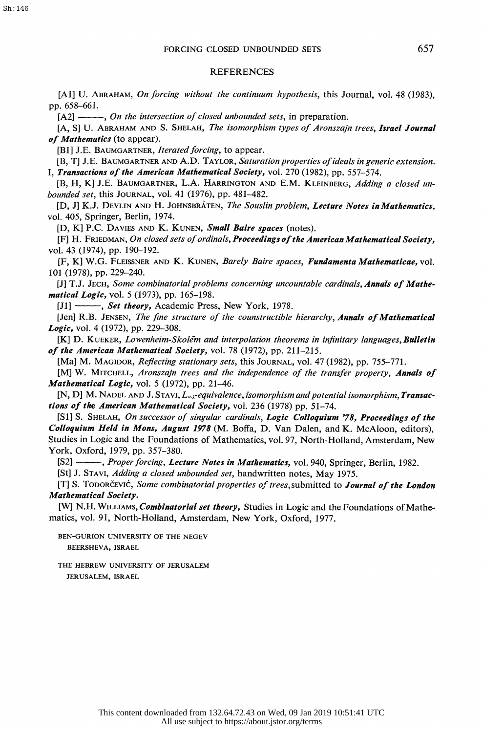## REFERENCES

[A1] U. Abraham, *On forcing without the continuum hypothesis*, this Journal, vol. 48 (1983), pp. 658–661.

[A2] ———, *On the intersection of closed unbounded sets*, in preparation.

[A, S] U. Abraham and S. Shelah, *The isomorphism types of Aronszajn trees*, ***Israel Journal of Mathematics*** (to appear).

[B1] J.E. Baumgartner, *Iterated forcing*, to appear.

[B, T] J.E. Baumgartner and A.D. Taylor, *Saturation properties of ideals in generic extension. I*, ***Transactions of the American Mathematical Society***, vol. 270 (1982), pp. 557–574.

[B, H, K] J.E. Baumgartner, L.A. Harrington and E.M. Kleinberg, *Adding a closed unbounded set*, this Journal, vol. 41 (1976), pp. 481–482.

[D, J] K.J. Devlin and H. Johnsbråten, *The Souslin problem*, ***Lecture Notes in Mathematics***, vol. 405, Springer, Berlin, 1974.

[D, K] P.C. Davies and K. Kunen, ***Small Baire spaces*** (notes).

[F] H. Friedman, *On closed sets of ordinals*, ***Proceedings of the American Mathematical Society***, vol. 43 (1974), pp. 190–192.

[F, K] W.G. Fleissner and K. Kunen, *Barely Baire spaces*, ***Fundamenta Mathematicae***, vol. 101 (1978), pp. 229–240.

[J] T.J. Jech, *Some combinatorial problems concerning uncountable cardinals*, ***Annals of Mathematical Logic***, vol. 5 (1973), pp. 165–198.

[J1] ———, ***Set theory***, Academic Press, New York, 1978.

[Jen] R.B. Jensen, *The fine structure of the counstructible hierarchy*, ***Annals of Mathematical Logic***, vol. 4 (1972), pp. 229–308.

[K] D. Kueker, *Lowenheim-Skolem and interpolation theorems in infinitary languages*, ***Bulletin of the American Mathematical Society***, vol. 78 (1972), pp. 211–215.

[Ma] M. Magidor, *Reflecting stationary sets*, this Journal, vol. 47 (1982), pp. 755–771.

[M] W. Mitchell, *Aronszajn trees and the independence of the transfer property*, ***Annals of Mathematical Logic***, vol. 5 (1972), pp. 21–46.

[N, D] M. Nadel and J. Stavi, *$L_{\infty\lambda}$-equivalence, isomorphism and potential isomorphism*, ***Transactions of the American Mathematical Society***, vol. 236 (1978) pp. 51–74.

[S1] S. Shelah, *On successor of singular cardinals*, ***Logic Colloquium '78, Proceedings of the Colloquium Held in Mons, August 1978*** (M. Boffa, D. Van Dalen, and K. McAloon, editors), Studies in Logic and the Foundations of Mathematics, vol. 97, North-Holland, Amsterdam, New York, Oxford, 1979, pp. 357–380.

[S2] ———, *Proper forcing*, ***Lecture Notes in Mathematics***, vol. 940, Springer, Berlin, 1982.

[St] J. Stavi, *Adding a closed unbounded set*, handwritten notes, May 1975.

[T] S. Todorčević, *Some combinatorial properties of trees*, submitted to ***Journal of the London Mathematical Society***.

[W] N.H. Williams, ***Combinatorial set theory***, Studies in Logic and the Foundations of Mathematics, vol. 91, North-Holland, Amsterdam, New York, Oxford, 1977.

BEN-GURION UNIVERSITY OF THE NEGEV
BEERSHEVA, ISRAEL

THE HEBREW UNIVERSITY OF JERUSALEM
JERUSALEM, ISRAEL